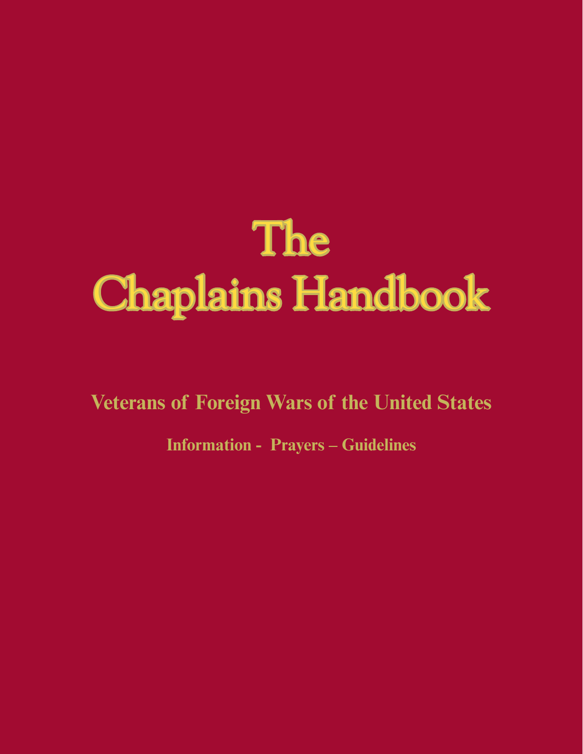# The Chaplains Handbook

**Veterans of Foreign Wars of the United States**

**Information - Prayers – Guidelines**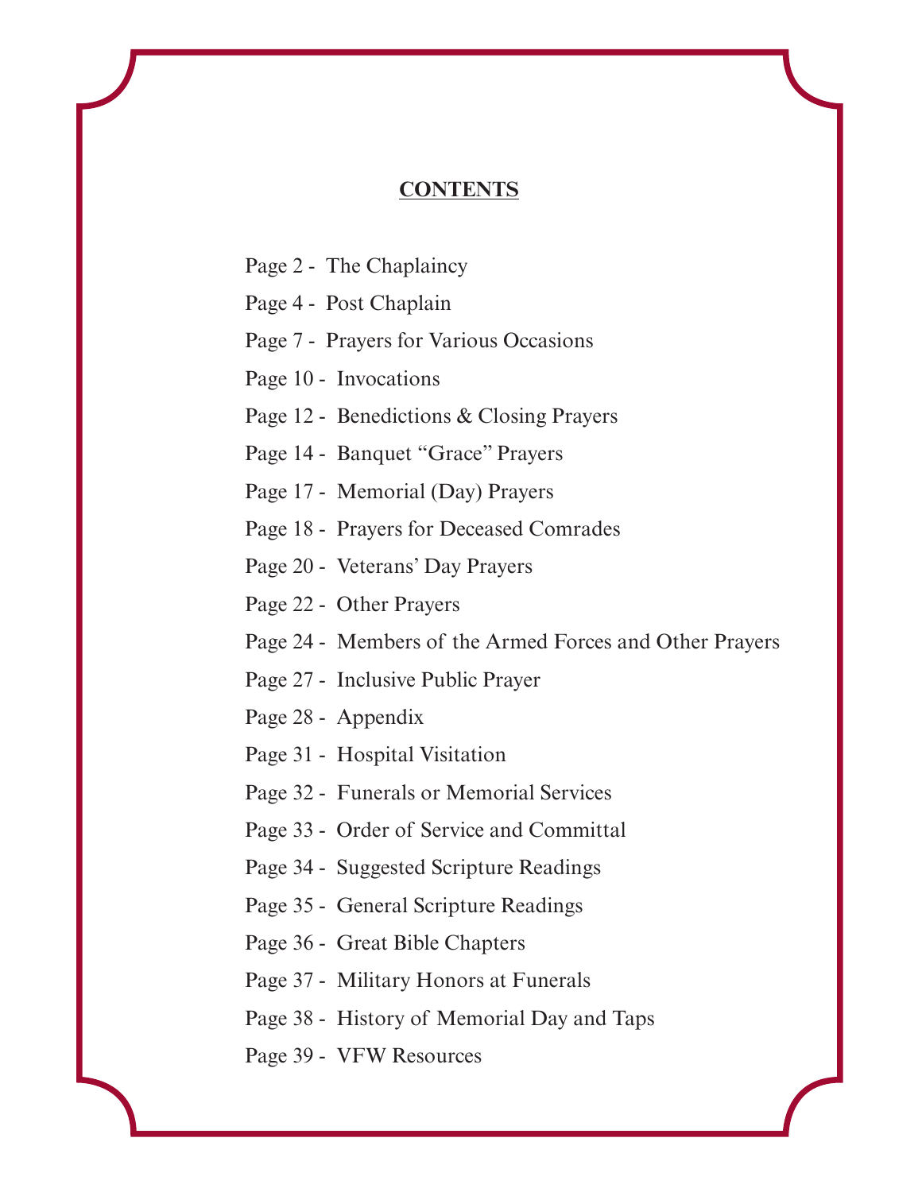# CONTENTS

Page 2 - The Chaplaincy

Page 4 - Post Chaplain

Page 7 - Prayers for Various Occasions

Page 10 - Invocations

Page 12 - Benedictions & Closing Prayers

Page 14 - Banquet "Grace" Prayers

Page 17 - Memorial (Day) Prayers

Page 18 - Prayers for Deceased Comrades

Page 20 - Veterans' Day Prayers

Page 22 - Other Prayers

Page 24 - Members of the Armed Forces and Other Prayers

Page 27 - Inclusive Public Prayer

Page 28 - Appendix

Page 31 - Hospital Visitation

Page 32 - Funerals or Memorial Services

Page 33 - Order of Service and Committal

Page 34 - Suggested Scripture Readings

Page 35 - General Scripture Readings

Page 36 - Great Bible Chapters

Page 37 - Military Honors at Funerals

Page 38 - History of Memorial Day and Taps

Page 39 - VFW Resources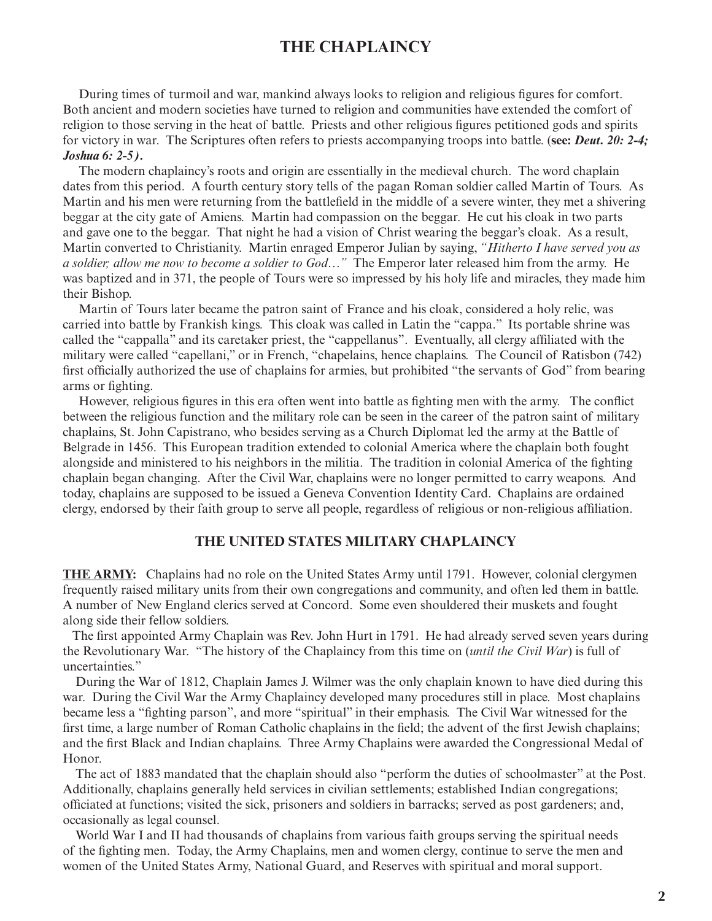# THE CHAPLAINCY

During times of turmoil and war, mankind always looks to religion and religious figures for comfort. Both ancient and modern societies have turned to religion and communities have extended the comfort of religion to those serving in the heat of battle. Priests and other religious figures petitioned gods and spirits for victory in war. The Scriptures often refers to priests accompanying troops into battle. (**see:** ***Deut. 20: 2-4; Joshua 6: 2-5*)**.

The modern chaplaincy's roots and origin are essentially in the medieval church. The word chaplain dates from this period. A fourth century story tells of the pagan Roman soldier called Martin of Tours. As Martin and his men were returning from the battlefield in the middle of a severe winter, they met a shivering beggar at the city gate of Amiens. Martin had compassion on the beggar. He cut his cloak in two parts and gave one to the beggar. That night he had a vision of Christ wearing the beggar's cloak. As a result, Martin converted to Christianity. Martin enraged Emperor Julian by saying, *"Hitherto I have served you as a soldier; allow me now to become a soldier to God…"* The Emperor later released him from the army. He was baptized and in 371, the people of Tours were so impressed by his holy life and miracles, they made him their Bishop.

Martin of Tours later became the patron saint of France and his cloak, considered a holy relic, was carried into battle by Frankish kings. This cloak was called in Latin the "cappa." Its portable shrine was called the "cappalla" and its caretaker priest, the "cappellanus". Eventually, all clergy affiliated with the military were called "capellani," or in French, "chapelains, hence chaplains. The Council of Ratisbon (742) first officially authorized the use of chaplains for armies, but prohibited "the servants of God" from bearing arms or fighting.

However, religious figures in this era often went into battle as fighting men with the army. The conflict between the religious function and the military role can be seen in the career of the patron saint of military chaplains, St. John Capistrano, who besides serving as a Church Diplomat led the army at the Battle of Belgrade in 1456. This European tradition extended to colonial America where the chaplain both fought alongside and ministered to his neighbors in the militia. The tradition in colonial America of the fighting chaplain began changing. After the Civil War, chaplains were no longer permitted to carry weapons. And today, chaplains are supposed to be issued a Geneva Convention Identity Card. Chaplains are ordained clergy, endorsed by their faith group to serve all people, regardless of religious or non-religious affiliation.

## THE UNITED STATES MILITARY CHAPLAINCY

**THE ARMY:** Chaplains had no role on the United States Army until 1791. However, colonial clergymen frequently raised military units from their own congregations and community, and often led them in battle. A number of New England clerics served at Concord. Some even shouldered their muskets and fought along side their fellow soldiers.

The first appointed Army Chaplain was Rev. John Hurt in 1791. He had already served seven years during the Revolutionary War. "The history of the Chaplaincy from this time on (*until the Civil War*) is full of uncertainties."

During the War of 1812, Chaplain James J. Wilmer was the only chaplain known to have died during this war. During the Civil War the Army Chaplaincy developed many procedures still in place. Most chaplains became less a "fighting parson", and more "spiritual" in their emphasis. The Civil War witnessed for the first time, a large number of Roman Catholic chaplains in the field; the advent of the first Jewish chaplains; and the first Black and Indian chaplains. Three Army Chaplains were awarded the Congressional Medal of Honor.

The act of 1883 mandated that the chaplain should also "perform the duties of schoolmaster" at the Post. Additionally, chaplains generally held services in civilian settlements; established Indian congregations; officiated at functions; visited the sick, prisoners and soldiers in barracks; served as post gardeners; and, occasionally as legal counsel.

World War I and II had thousands of chaplains from various faith groups serving the spiritual needs of the fighting men. Today, the Army Chaplains, men and women clergy, continue to serve the men and women of the United States Army, National Guard, and Reserves with spiritual and moral support.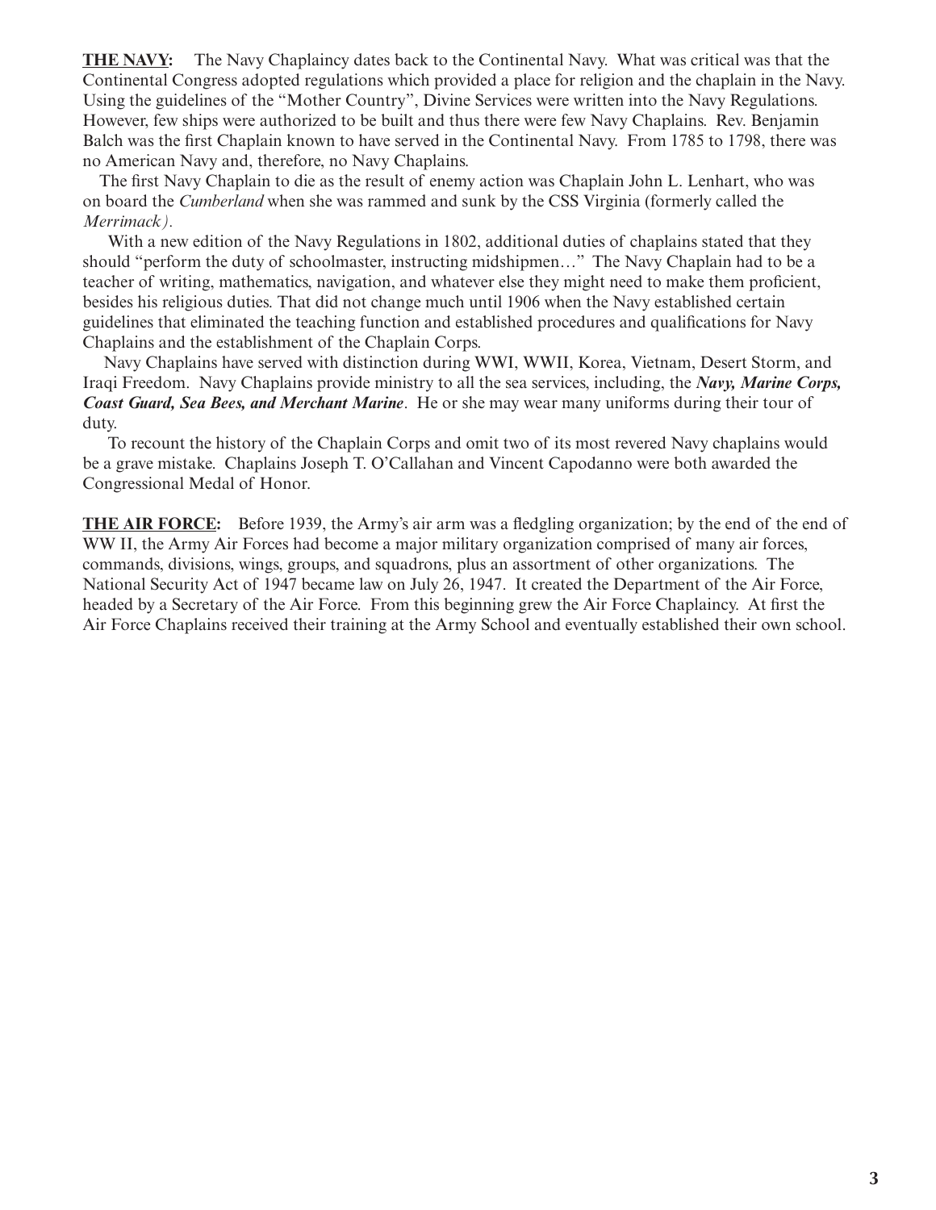**THE NAVY:** The Navy Chaplaincy dates back to the Continental Navy. What was critical was that the Continental Congress adopted regulations which provided a place for religion and the chaplain in the Navy. Using the guidelines of the "Mother Country", Divine Services were written into the Navy Regulations. However, few ships were authorized to be built and thus there were few Navy Chaplains. Rev. Benjamin Balch was the first Chaplain known to have served in the Continental Navy. From 1785 to 1798, there was no American Navy and, therefore, no Navy Chaplains.

The first Navy Chaplain to die as the result of enemy action was Chaplain John L. Lenhart, who was on board the *Cumberland* when she was rammed and sunk by the CSS Virginia (formerly called the *Merrimack).*

With a new edition of the Navy Regulations in 1802, additional duties of chaplains stated that they should "perform the duty of schoolmaster, instructing midshipmen…" The Navy Chaplain had to be a teacher of writing, mathematics, navigation, and whatever else they might need to make them proficient, besides his religious duties. That did not change much until 1906 when the Navy established certain guidelines that eliminated the teaching function and established procedures and qualifications for Navy Chaplains and the establishment of the Chaplain Corps.

Navy Chaplains have served with distinction during WWI, WWII, Korea, Vietnam, Desert Storm, and Iraqi Freedom. Navy Chaplains provide ministry to all the sea services, including, the ***Navy, Marine Corps, Coast Guard, Sea Bees, and Merchant Marine***. He or she may wear many uniforms during their tour of duty.

To recount the history of the Chaplain Corps and omit two of its most revered Navy chaplains would be a grave mistake. Chaplains Joseph T. O'Callahan and Vincent Capodanno were both awarded the Congressional Medal of Honor.

**THE AIR FORCE:** Before 1939, the Army's air arm was a fledgling organization; by the end of the end of WW II, the Army Air Forces had become a major military organization comprised of many air forces, commands, divisions, wings, groups, and squadrons, plus an assortment of other organizations. The National Security Act of 1947 became law on July 26, 1947. It created the Department of the Air Force, headed by a Secretary of the Air Force. From this beginning grew the Air Force Chaplaincy. At first the Air Force Chaplains received their training at the Army School and eventually established their own school.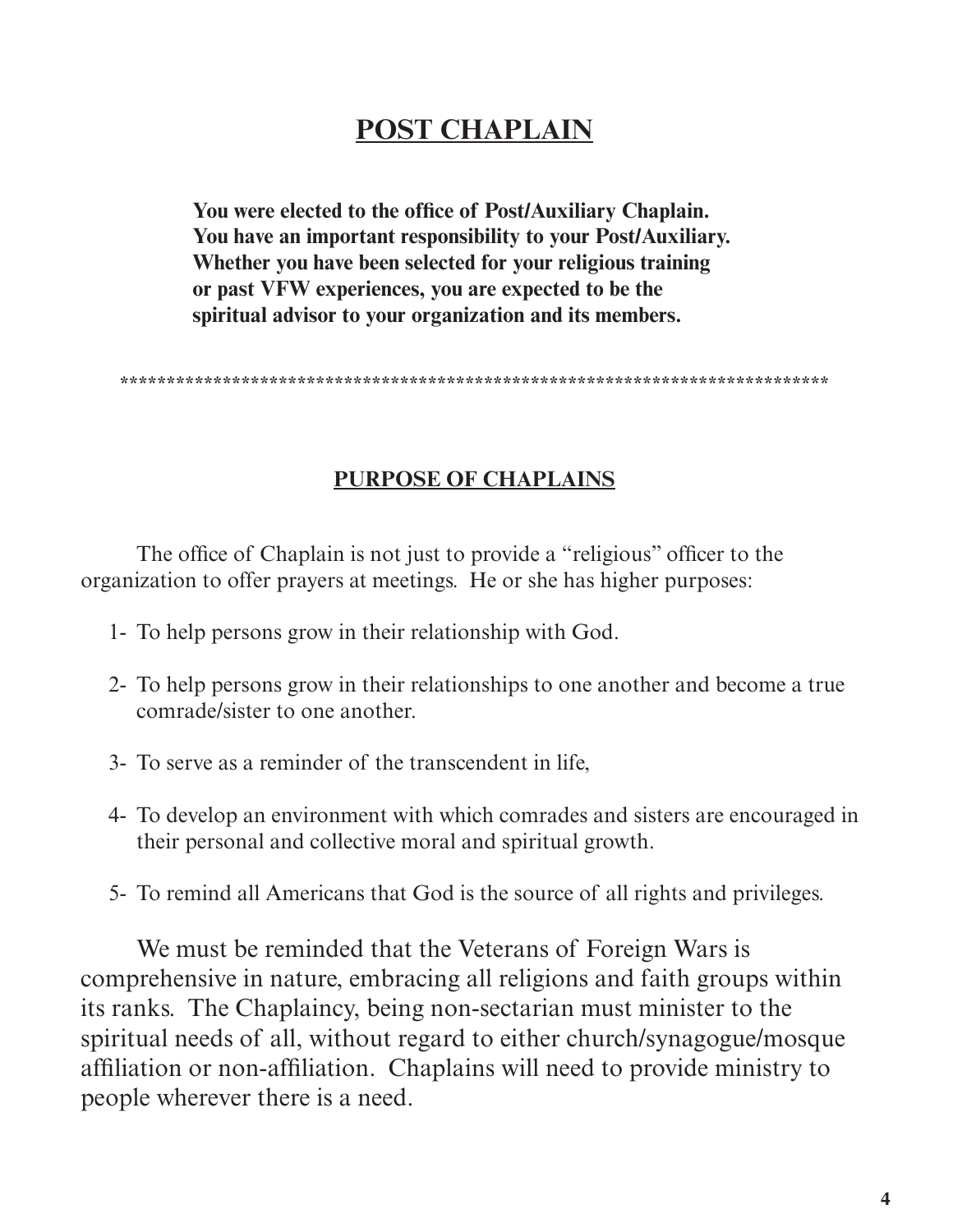# POST CHAPLAIN

**You were elected to the office of Post/Auxiliary Chaplain. You have an important responsibility to your Post/Auxiliary. Whether you have been selected for your religious training or past VFW experiences, you are expected to be the spiritual advisor to your organization and its members.**

*****************************************************************************

## PURPOSE OF CHAPLAINS

The office of Chaplain is not just to provide a "religious" officer to the organization to offer prayers at meetings. He or she has higher purposes:

1- To help persons grow in their relationship with God.

2- To help persons grow in their relationships to one another and become a true comrade/sister to one another.

3- To serve as a reminder of the transcendent in life,

4- To develop an environment with which comrades and sisters are encouraged in their personal and collective moral and spiritual growth.

5- To remind all Americans that God is the source of all rights and privileges.

We must be reminded that the Veterans of Foreign Wars is comprehensive in nature, embracing all religions and faith groups within its ranks. The Chaplaincy, being non-sectarian must minister to the spiritual needs of all, without regard to either church/synagogue/mosque affiliation or non-affiliation. Chaplains will need to provide ministry to people wherever there is a need.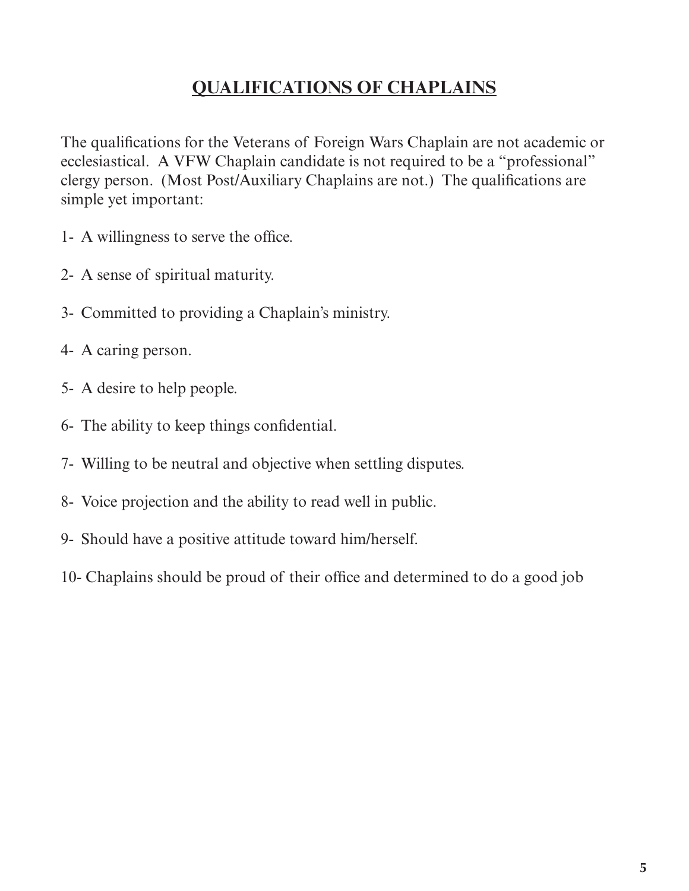## QUALIFICATIONS OF CHAPLAINS

The qualifications for the Veterans of Foreign Wars Chaplain are not academic or ecclesiastical. A VFW Chaplain candidate is not required to be a "professional" clergy person. (Most Post/Auxiliary Chaplains are not.) The qualifications are simple yet important:

1- A willingness to serve the office.

2- A sense of spiritual maturity.

3- Committed to providing a Chaplain's ministry.

4- A caring person.

5- A desire to help people.

6- The ability to keep things confidential.

7- Willing to be neutral and objective when settling disputes.

8- Voice projection and the ability to read well in public.

9- Should have a positive attitude toward him/herself.

10- Chaplains should be proud of their office and determined to do a good job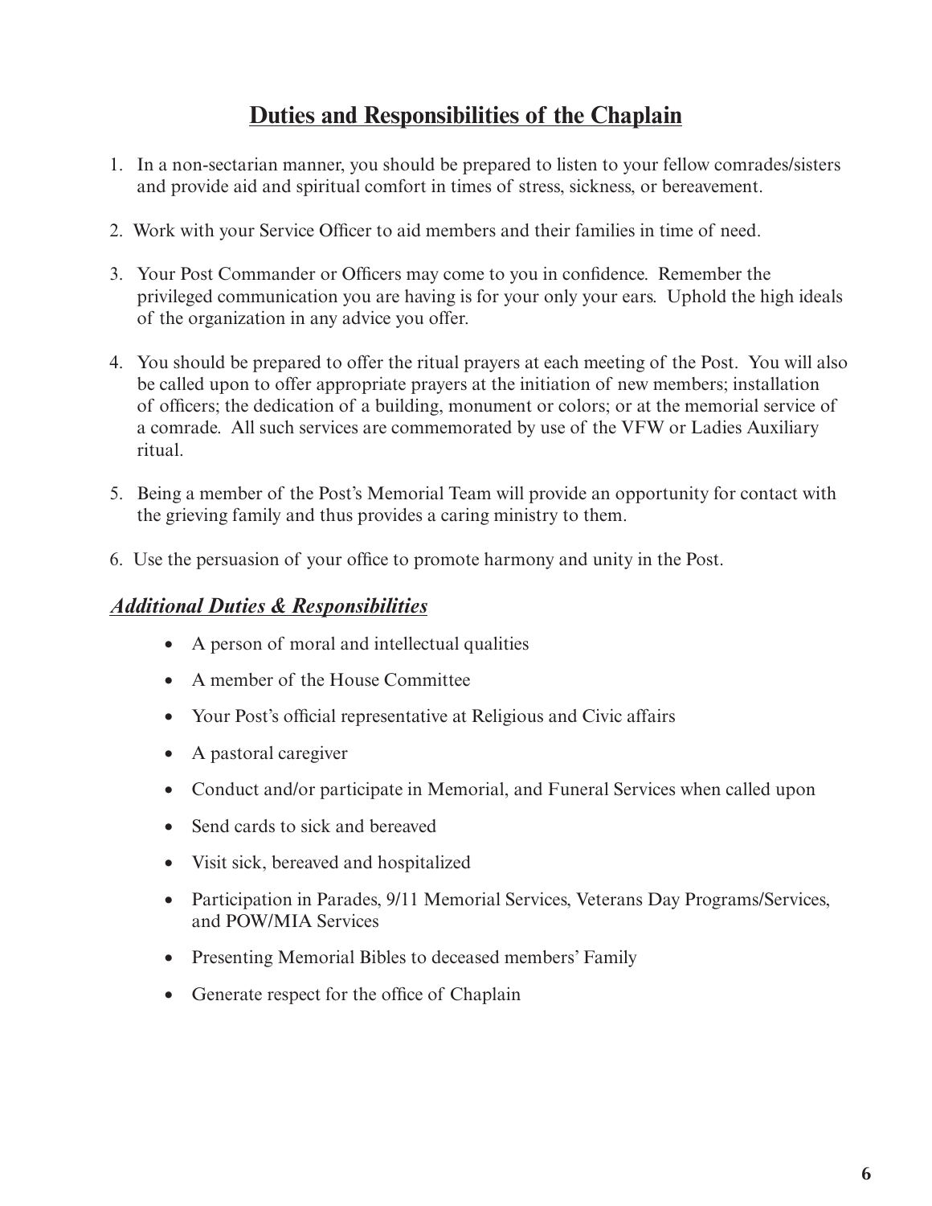# Duties and Responsibilities of the Chaplain

1. In a non-sectarian manner, you should be prepared to listen to your fellow comrades/sisters and provide aid and spiritual comfort in times of stress, sickness, or bereavement.

2. Work with your Service Officer to aid members and their families in time of need.

3. Your Post Commander or Officers may come to you in confidence. Remember the privileged communication you are having is for your only your ears. Uphold the high ideals of the organization in any advice you offer.

4. You should be prepared to offer the ritual prayers at each meeting of the Post. You will also be called upon to offer appropriate prayers at the initiation of new members; installation of officers; the dedication of a building, monument or colors; or at the memorial service of a comrade. All such services are commemorated by use of the VFW or Ladies Auxiliary ritual.

5. Being a member of the Post's Memorial Team will provide an opportunity for contact with the grieving family and thus provides a caring ministry to them.

6. Use the persuasion of your office to promote harmony and unity in the Post.

## ***Additional Duties & Responsibilities***

- A person of moral and intellectual qualities
- A member of the House Committee
- Your Post's official representative at Religious and Civic affairs
- A pastoral caregiver
- Conduct and/or participate in Memorial, and Funeral Services when called upon
- Send cards to sick and bereaved
- Visit sick, bereaved and hospitalized
- Participation in Parades, 9/11 Memorial Services, Veterans Day Programs/Services, and POW/MIA Services
- Presenting Memorial Bibles to deceased members' Family
- Generate respect for the office of Chaplain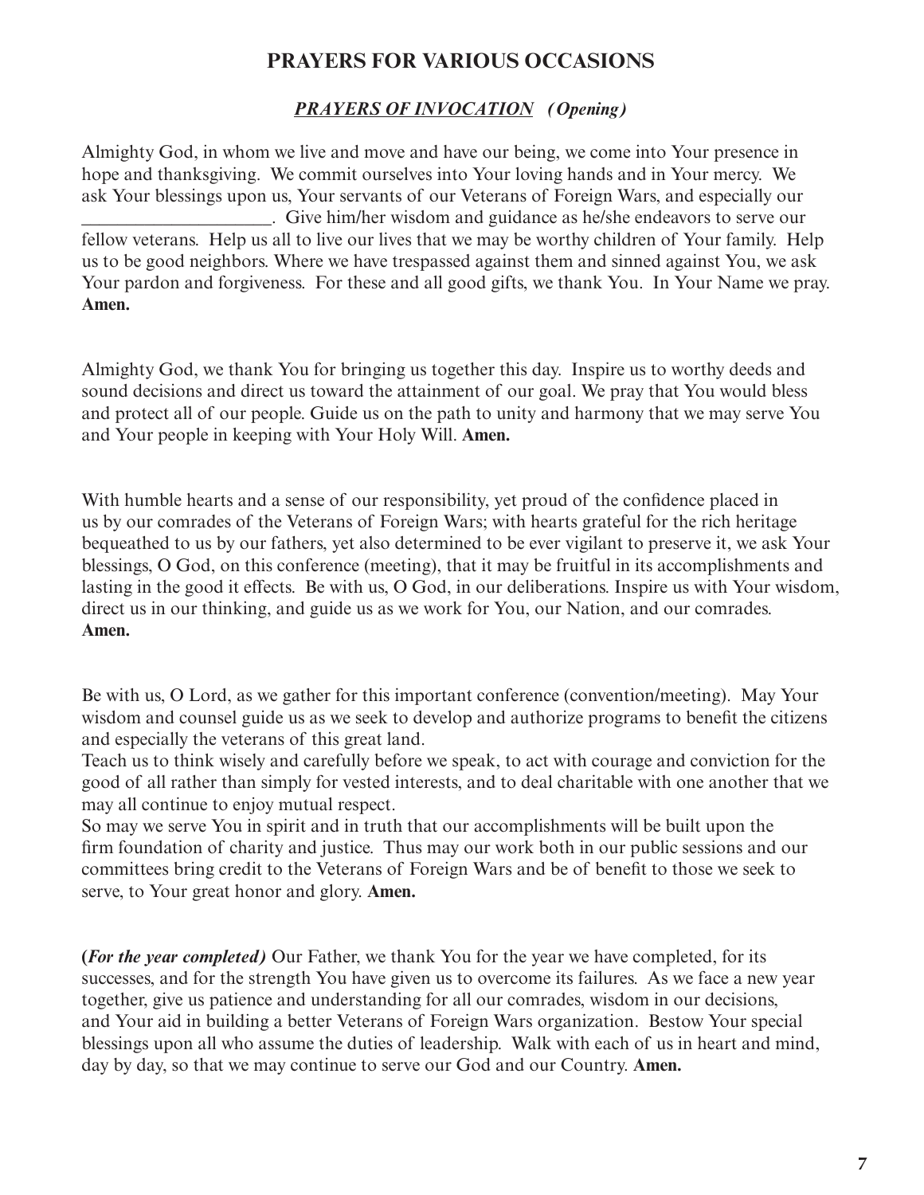## PRAYERS FOR VARIOUS OCCASIONS

### ***PRAYERS OF INVOCATION*** *(Opening)*

Almighty God, in whom we live and move and have our being, we come into Your presence in hope and thanksgiving. We commit ourselves into Your loving hands and in Your mercy. We ask Your blessings upon us, Your servants of our Veterans of Foreign Wars, and especially our ____________________. Give him/her wisdom and guidance as he/she endeavors to serve our fellow veterans. Help us all to live our lives that we may be worthy children of Your family. Help us to be good neighbors. Where we have trespassed against them and sinned against You, we ask Your pardon and forgiveness. For these and all good gifts, we thank You. In Your Name we pray. **Amen.**

Almighty God, we thank You for bringing us together this day. Inspire us to worthy deeds and sound decisions and direct us toward the attainment of our goal. We pray that You would bless and protect all of our people. Guide us on the path to unity and harmony that we may serve You and Your people in keeping with Your Holy Will. **Amen.**

With humble hearts and a sense of our responsibility, yet proud of the confidence placed in us by our comrades of the Veterans of Foreign Wars; with hearts grateful for the rich heritage bequeathed to us by our fathers, yet also determined to be ever vigilant to preserve it, we ask Your blessings, O God, on this conference (meeting), that it may be fruitful in its accomplishments and lasting in the good it effects. Be with us, O God, in our deliberations. Inspire us with Your wisdom, direct us in our thinking, and guide us as we work for You, our Nation, and our comrades. **Amen.**

Be with us, O Lord, as we gather for this important conference (convention/meeting). May Your wisdom and counsel guide us as we seek to develop and authorize programs to benefit the citizens and especially the veterans of this great land.
Teach us to think wisely and carefully before we speak, to act with courage and conviction for the good of all rather than simply for vested interests, and to deal charitable with one another that we may all continue to enjoy mutual respect.
So may we serve You in spirit and in truth that our accomplishments will be built upon the firm foundation of charity and justice. Thus may our work both in our public sessions and our committees bring credit to the Veterans of Foreign Wars and be of benefit to those we seek to serve, to Your great honor and glory. **Amen.**

**(*For the year completed)*** Our Father, we thank You for the year we have completed, for its successes, and for the strength You have given us to overcome its failures. As we face a new year together, give us patience and understanding for all our comrades, wisdom in our decisions, and Your aid in building a better Veterans of Foreign Wars organization. Bestow Your special blessings upon all who assume the duties of leadership. Walk with each of us in heart and mind, day by day, so that we may continue to serve our God and our Country. **Amen.**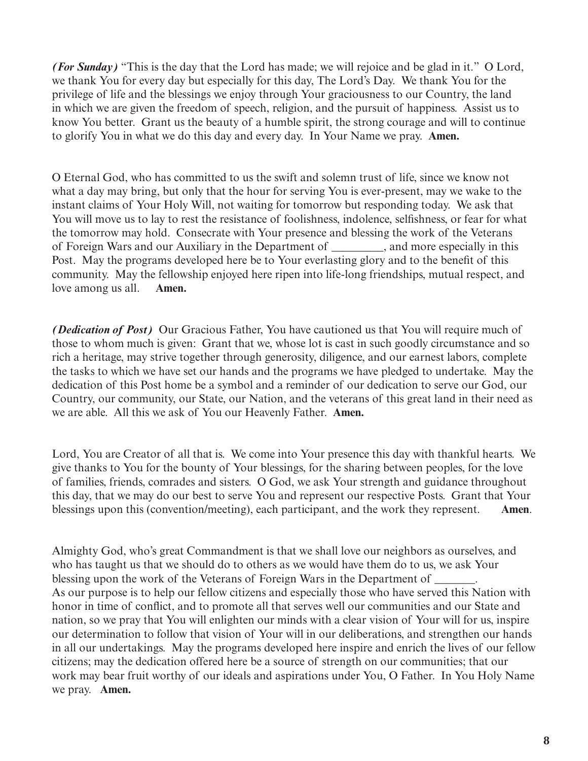***(For Sunday)*** "This is the day that the Lord has made; we will rejoice and be glad in it." O Lord, we thank You for every day but especially for this day, The Lord's Day. We thank You for the privilege of life and the blessings we enjoy through Your graciousness to our Country, the land in which we are given the freedom of speech, religion, and the pursuit of happiness. Assist us to know You better. Grant us the beauty of a humble spirit, the strong courage and will to continue to glorify You in what we do this day and every day. In Your Name we pray. **Amen.**

O Eternal God, who has committed to us the swift and solemn trust of life, since we know not what a day may bring, but only that the hour for serving You is ever-present, may we wake to the instant claims of Your Holy Will, not waiting for tomorrow but responding today. We ask that You will move us to lay to rest the resistance of foolishness, indolence, selfishness, or fear for what the tomorrow may hold. Consecrate with Your presence and blessing the work of the Veterans of Foreign Wars and our Auxiliary in the Department of _________, and more especially in this Post. May the programs developed here be to Your everlasting glory and to the benefit of this community. May the fellowship enjoyed here ripen into life-long friendships, mutual respect, and love among us all. **Amen.**

***(Dedication of Post)*** Our Gracious Father, You have cautioned us that You will require much of those to whom much is given: Grant that we, whose lot is cast in such goodly circumstance and so rich a heritage, may strive together through generosity, diligence, and our earnest labors, complete the tasks to which we have set our hands and the programs we have pledged to undertake. May the dedication of this Post home be a symbol and a reminder of our dedication to serve our God, our Country, our community, our State, our Nation, and the veterans of this great land in their need as we are able. All this we ask of You our Heavenly Father. **Amen.**

Lord, You are Creator of all that is. We come into Your presence this day with thankful hearts. We give thanks to You for the bounty of Your blessings, for the sharing between peoples, for the love of families, friends, comrades and sisters. O God, we ask Your strength and guidance throughout this day, that we may do our best to serve You and represent our respective Posts. Grant that Your blessings upon this (convention/meeting), each participant, and the work they represent. **Amen**.

Almighty God, who's great Commandment is that we shall love our neighbors as ourselves, and who has taught us that we should do to others as we would have them do to us, we ask Your blessing upon the work of the Veterans of Foreign Wars in the Department of _______. As our purpose is to help our fellow citizens and especially those who have served this Nation with honor in time of conflict, and to promote all that serves well our communities and our State and nation, so we pray that You will enlighten our minds with a clear vision of Your will for us, inspire our determination to follow that vision of Your will in our deliberations, and strengthen our hands in all our undertakings. May the programs developed here inspire and enrich the lives of our fellow citizens; may the dedication offered here be a source of strength on our communities; that our work may bear fruit worthy of our ideals and aspirations under You, O Father. In You Holy Name we pray. **Amen.**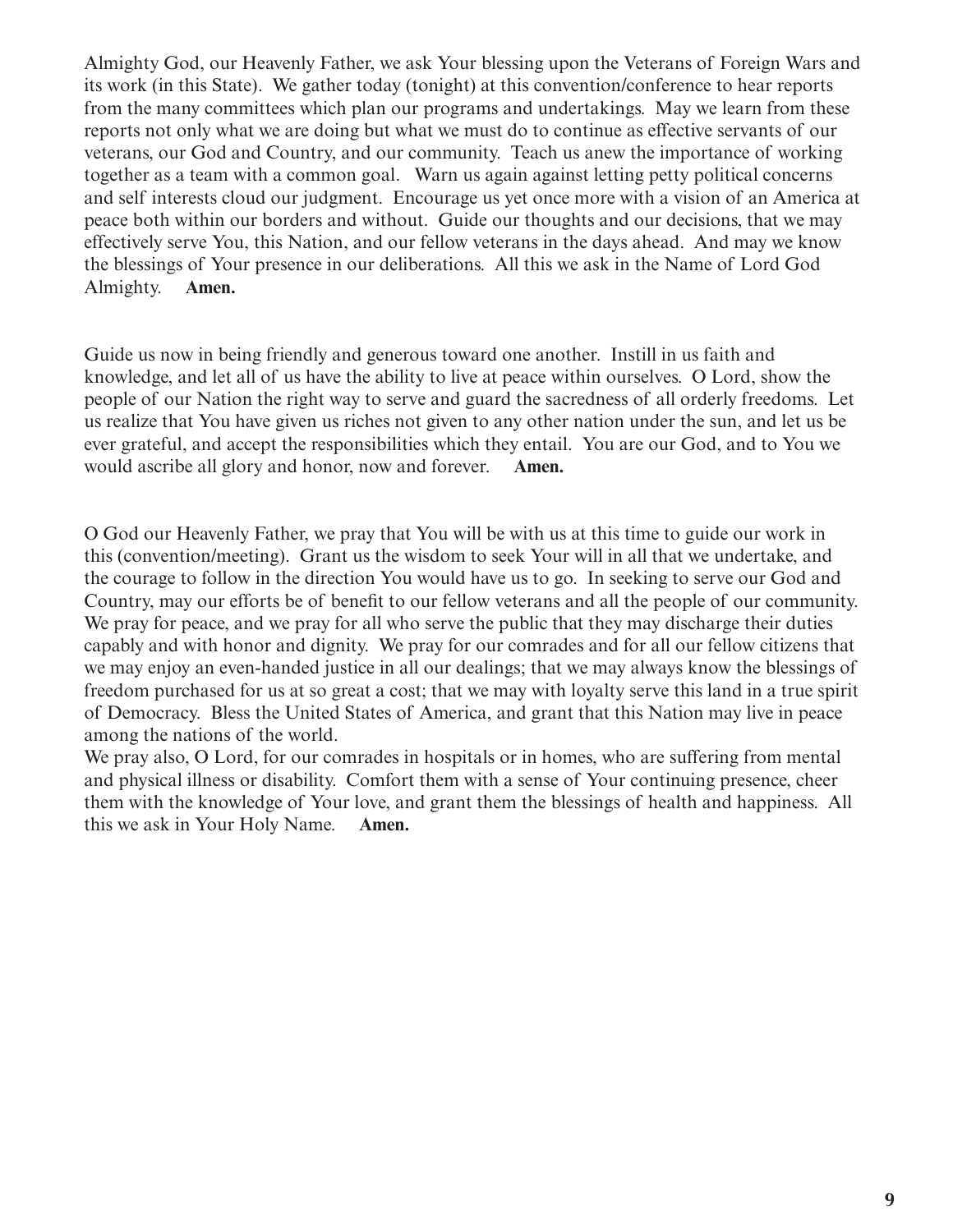Almighty God, our Heavenly Father, we ask Your blessing upon the Veterans of Foreign Wars and its work (in this State). We gather today (tonight) at this convention/conference to hear reports from the many committees which plan our programs and undertakings. May we learn from these reports not only what we are doing but what we must do to continue as effective servants of our veterans, our God and Country, and our community. Teach us anew the importance of working together as a team with a common goal. Warn us again against letting petty political concerns and self interests cloud our judgment. Encourage us yet once more with a vision of an America at peace both within our borders and without. Guide our thoughts and our decisions, that we may effectively serve You, this Nation, and our fellow veterans in the days ahead. And may we know the blessings of Your presence in our deliberations. All this we ask in the Name of Lord God Almighty. **Amen.**

Guide us now in being friendly and generous toward one another. Instill in us faith and knowledge, and let all of us have the ability to live at peace within ourselves. O Lord, show the people of our Nation the right way to serve and guard the sacredness of all orderly freedoms. Let us realize that You have given us riches not given to any other nation under the sun, and let us be ever grateful, and accept the responsibilities which they entail. You are our God, and to You we would ascribe all glory and honor, now and forever. **Amen.**

O God our Heavenly Father, we pray that You will be with us at this time to guide our work in this (convention/meeting). Grant us the wisdom to seek Your will in all that we undertake, and the courage to follow in the direction You would have us to go. In seeking to serve our God and Country, may our efforts be of benefit to our fellow veterans and all the people of our community. We pray for peace, and we pray for all who serve the public that they may discharge their duties capably and with honor and dignity. We pray for our comrades and for all our fellow citizens that we may enjoy an even-handed justice in all our dealings; that we may always know the blessings of freedom purchased for us at so great a cost; that we may with loyalty serve this land in a true spirit of Democracy. Bless the United States of America, and grant that this Nation may live in peace among the nations of the world.
We pray also, O Lord, for our comrades in hospitals or in homes, who are suffering from mental and physical illness or disability. Comfort them with a sense of Your continuing presence, cheer them with the knowledge of Your love, and grant them the blessings of health and happiness. All this we ask in Your Holy Name. **Amen.**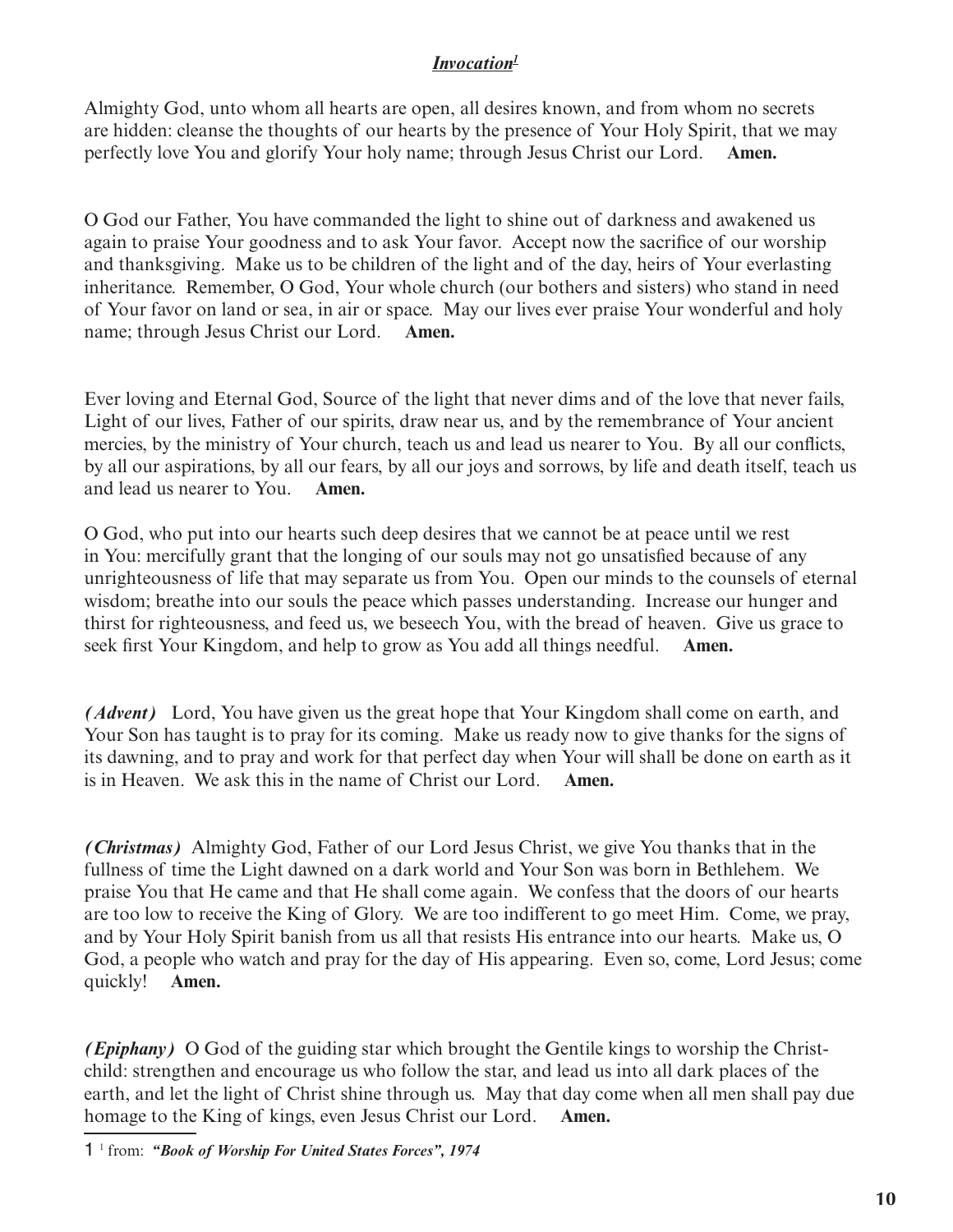## ***Invocation***[1]

Almighty God, unto whom all hearts are open, all desires known, and from whom no secrets are hidden: cleanse the thoughts of our hearts by the presence of Your Holy Spirit, that we may perfectly love You and glorify Your holy name; through Jesus Christ our Lord. **Amen.**

O God our Father, You have commanded the light to shine out of darkness and awakened us again to praise Your goodness and to ask Your favor. Accept now the sacrifice of our worship and thanksgiving. Make us to be children of the light and of the day, heirs of Your everlasting inheritance. Remember, O God, Your whole church (our bothers and sisters) who stand in need of Your favor on land or sea, in air or space. May our lives ever praise Your wonderful and holy name; through Jesus Christ our Lord. **Amen.**

Ever loving and Eternal God, Source of the light that never dims and of the love that never fails, Light of our lives, Father of our spirits, draw near us, and by the remembrance of Your ancient mercies, by the ministry of Your church, teach us and lead us nearer to You. By all our conflicts, by all our aspirations, by all our fears, by all our joys and sorrows, by life and death itself, teach us and lead us nearer to You. **Amen.**

O God, who put into our hearts such deep desires that we cannot be at peace until we rest in You: mercifully grant that the longing of our souls may not go unsatisfied because of any unrighteousness of life that may separate us from You. Open our minds to the counsels of eternal wisdom; breathe into our souls the peace which passes understanding. Increase our hunger and thirst for righteousness, and feed us, we beseech You, with the bread of heaven. Give us grace to seek first Your Kingdom, and help to grow as You add all things needful. **Amen.**

***(Advent)*** Lord, You have given us the great hope that Your Kingdom shall come on earth, and Your Son has taught is to pray for its coming. Make us ready now to give thanks for the signs of its dawning, and to pray and work for that perfect day when Your will shall be done on earth as it is in Heaven. We ask this in the name of Christ our Lord. **Amen.**

***(Christmas)*** Almighty God, Father of our Lord Jesus Christ, we give You thanks that in the fullness of time the Light dawned on a dark world and Your Son was born in Bethlehem. We praise You that He came and that He shall come again. We confess that the doors of our hearts are too low to receive the King of Glory. We are too indifferent to go meet Him. Come, we pray, and by Your Holy Spirit banish from us all that resists His entrance into our hearts. Make us, O God, a people who watch and pray for the day of His appearing. Even so, come, Lord Jesus; come quickly! **Amen.**

***(Epiphany)*** O God of the guiding star which brought the Gentile kings to worship the Christ-child: strengthen and encourage us who follow the star, and lead us into all dark places of the earth, and let the light of Christ shine through us. May that day come when all men shall pay due homage to the King of kings, even Jesus Christ our Lord. **Amen.**

---

1 [1] from: ***"Book of Worship For United States Forces", 1974***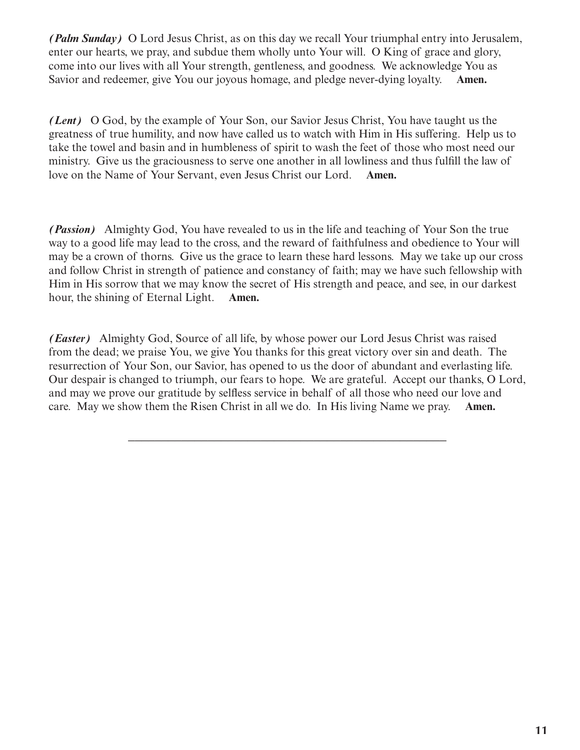***(Palm Sunday)*** O Lord Jesus Christ, as on this day we recall Your triumphal entry into Jerusalem, enter our hearts, we pray, and subdue them wholly unto Your will. O King of grace and glory, come into our lives with all Your strength, gentleness, and goodness. We acknowledge You as Savior and redeemer, give You our joyous homage, and pledge never-dying loyalty. **Amen.**

***(Lent)*** O God, by the example of Your Son, our Savior Jesus Christ, You have taught us the greatness of true humility, and now have called us to watch with Him in His suffering. Help us to take the towel and basin and in humbleness of spirit to wash the feet of those who most need our ministry. Give us the graciousness to serve one another in all lowliness and thus fulfill the law of love on the Name of Your Servant, even Jesus Christ our Lord. **Amen.**

***(Passion)*** Almighty God, You have revealed to us in the life and teaching of Your Son the true way to a good life may lead to the cross, and the reward of faithfulness and obedience to Your will may be a crown of thorns. Give us the grace to learn these hard lessons. May we take up our cross and follow Christ in strength of patience and constancy of faith; may we have such fellowship with Him in His sorrow that we may know the secret of His strength and peace, and see, in our darkest hour, the shining of Eternal Light. **Amen.**

***(Easter)*** Almighty God, Source of all life, by whose power our Lord Jesus Christ was raised from the dead; we praise You, we give You thanks for this great victory over sin and death. The resurrection of Your Son, our Savior, has opened to us the door of abundant and everlasting life. Our despair is changed to triumph, our fears to hope. We are grateful. Accept our thanks, O Lord, and may we prove our gratitude by selfless service in behalf of all those who need our love and care. May we show them the Risen Christ in all we do. In His living Name we pray. **Amen.**

---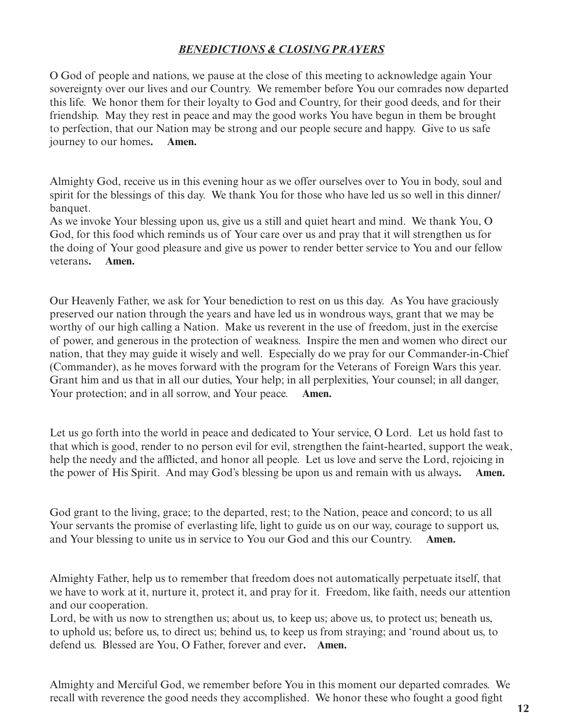## ***BENEDICTIONS & CLOSING PRAYERS***

O God of people and nations, we pause at the close of this meeting to acknowledge again Your sovereignty over our lives and our Country. We remember before You our comrades now departed this life. We honor them for their loyalty to God and Country, for their good deeds, and for their friendship. May they rest in peace and may the good works You have begun in them be brought to perfection, that our Nation may be strong and our people secure and happy. Give to us safe journey to our homes**.** **Amen.**

Almighty God, receive us in this evening hour as we offer ourselves over to You in body, soul and spirit for the blessings of this day. We thank You for those who have led us so well in this dinner/ banquet.
As we invoke Your blessing upon us, give us a still and quiet heart and mind. We thank You, O God, for this food which reminds us of Your care over us and pray that it will strengthen us for the doing of Your good pleasure and give us power to render better service to You and our fellow veterans**.** **Amen.**

Our Heavenly Father, we ask for Your benediction to rest on us this day. As You have graciously preserved our nation through the years and have led us in wondrous ways, grant that we may be worthy of our high calling a Nation. Make us reverent in the use of freedom, just in the exercise of power, and generous in the protection of weakness. Inspire the men and women who direct our nation, that they may guide it wisely and well. Especially do we pray for our Commander-in-Chief (Commander), as he moves forward with the program for the Veterans of Foreign Wars this year. Grant him and us that in all our duties, Your help; in all perplexities, Your counsel; in all danger, Your protection; and in all sorrow, and Your peace. **Amen.**

Let us go forth into the world in peace and dedicated to Your service, O Lord. Let us hold fast to that which is good, render to no person evil for evil, strengthen the faint-hearted, support the weak, help the needy and the afflicted, and honor all people. Let us love and serve the Lord, rejoicing in the power of His Spirit. And may God's blessing be upon us and remain with us always**.** **Amen.**

God grant to the living, grace; to the departed, rest; to the Nation, peace and concord; to us all Your servants the promise of everlasting life, light to guide us on our way, courage to support us, and Your blessing to unite us in service to You our God and this our Country. **Amen.**

Almighty Father, help us to remember that freedom does not automatically perpetuate itself, that we have to work at it, nurture it, protect it, and pray for it. Freedom, like faith, needs our attention and our cooperation.
Lord, be with us now to strengthen us; about us, to keep us; above us, to protect us; beneath us, to uphold us; before us, to direct us; behind us, to keep us from straying; and 'round about us, to defend us. Blessed are You, O Father, forever and ever**.** **Amen.**

Almighty and Merciful God, we remember before You in this moment our departed comrades. We recall with reverence the good needs they accomplished. We honor these who fought a good fight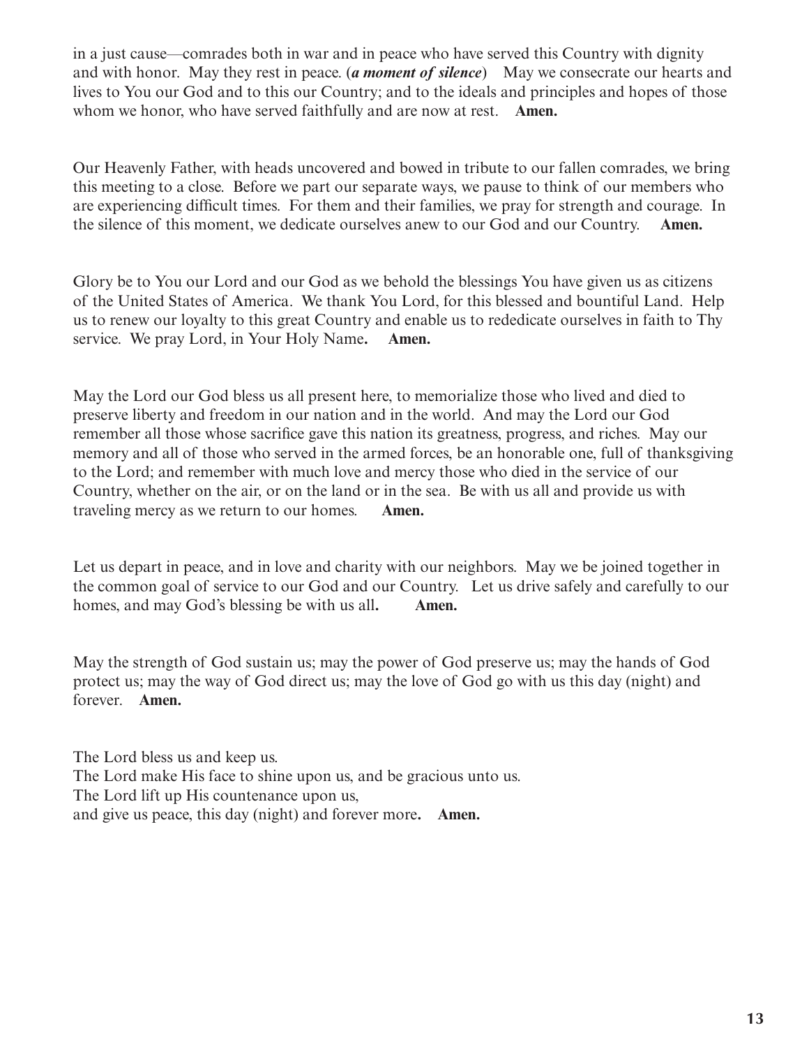in a just cause—comrades both in war and in peace who have served this Country with dignity and with honor. May they rest in peace. (***a moment of silence***) May we consecrate our hearts and lives to You our God and to this our Country; and to the ideals and principles and hopes of those whom we honor, who have served faithfully and are now at rest. **Amen.**

Our Heavenly Father, with heads uncovered and bowed in tribute to our fallen comrades, we bring this meeting to a close. Before we part our separate ways, we pause to think of our members who are experiencing difficult times. For them and their families, we pray for strength and courage. In the silence of this moment, we dedicate ourselves anew to our God and our Country. **Amen.**

Glory be to You our Lord and our God as we behold the blessings You have given us as citizens of the United States of America. We thank You Lord, for this blessed and bountiful Land. Help us to renew our loyalty to this great Country and enable us to rededicate ourselves in faith to Thy service. We pray Lord, in Your Holy Name**.** **Amen.**

May the Lord our God bless us all present here, to memorialize those who lived and died to preserve liberty and freedom in our nation and in the world. And may the Lord our God remember all those whose sacrifice gave this nation its greatness, progress, and riches. May our memory and all of those who served in the armed forces, be an honorable one, full of thanksgiving to the Lord; and remember with much love and mercy those who died in the service of our Country, whether on the air, or on the land or in the sea. Be with us all and provide us with traveling mercy as we return to our homes. **Amen.**

Let us depart in peace, and in love and charity with our neighbors. May we be joined together in the common goal of service to our God and our Country. Let us drive safely and carefully to our homes, and may God's blessing be with us all**.** **Amen.**

May the strength of God sustain us; may the power of God preserve us; may the hands of God protect us; may the way of God direct us; may the love of God go with us this day (night) and forever. **Amen.**

The Lord bless us and keep us.  
The Lord make His face to shine upon us, and be gracious unto us.  
The Lord lift up His countenance upon us,  
and give us peace, this day (night) and forever more**.** **Amen.**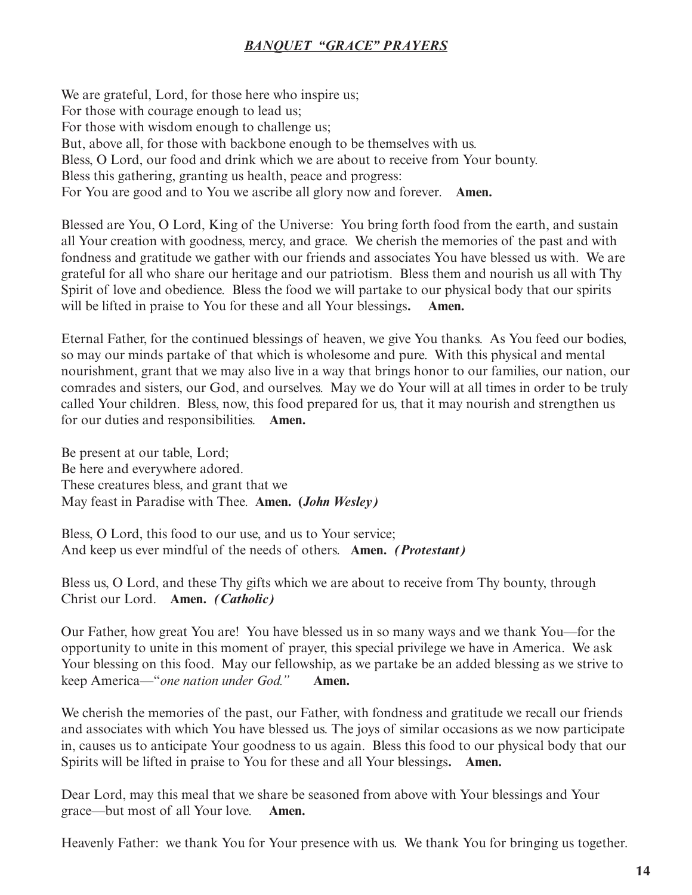## ***BANQUET "GRACE" PRAYERS***

We are grateful, Lord, for those here who inspire us;
For those with courage enough to lead us;
For those with wisdom enough to challenge us;
But, above all, for those with backbone enough to be themselves with us.
Bless, O Lord, our food and drink which we are about to receive from Your bounty.
Bless this gathering, granting us health, peace and progress:
For You are good and to You we ascribe all glory now and forever. **Amen.**

Blessed are You, O Lord, King of the Universe: You bring forth food from the earth, and sustain all Your creation with goodness, mercy, and grace. We cherish the memories of the past and with fondness and gratitude we gather with our friends and associates You have blessed us with. We are grateful for all who share our heritage and our patriotism. Bless them and nourish us all with Thy Spirit of love and obedience. Bless the food we will partake to our physical body that our spirits will be lifted in praise to You for these and all Your blessings**.** **Amen.**

Eternal Father, for the continued blessings of heaven, we give You thanks. As You feed our bodies, so may our minds partake of that which is wholesome and pure. With this physical and mental nourishment, grant that we may also live in a way that brings honor to our families, our nation, our comrades and sisters, our God, and ourselves. May we do Your will at all times in order to be truly called Your children. Bless, now, this food prepared for us, that it may nourish and strengthen us for our duties and responsibilities. **Amen.**

Be present at our table, Lord;
Be here and everywhere adored.
These creatures bless, and grant that we
May feast in Paradise with Thee. **Amen. (*John Wesley)***

Bless, O Lord, this food to our use, and us to Your service;
And keep us ever mindful of the needs of others. **Amen. *(Protestant)***

Bless us, O Lord, and these Thy gifts which we are about to receive from Thy bounty, through Christ our Lord. **Amen. *(Catholic)***

Our Father, how great You are! You have blessed us in so many ways and we thank You—for the opportunity to unite in this moment of prayer, this special privilege we have in America. We ask Your blessing on this food. May our fellowship, as we partake be an added blessing as we strive to keep America—"*one nation under God."* **Amen.**

We cherish the memories of the past, our Father, with fondness and gratitude we recall our friends and associates with which You have blessed us. The joys of similar occasions as we now participate in, causes us to anticipate Your goodness to us again. Bless this food to our physical body that our Spirits will be lifted in praise to You for these and all Your blessings**.** **Amen.**

Dear Lord, may this meal that we share be seasoned from above with Your blessings and Your grace—but most of all Your love. **Amen.**

Heavenly Father: we thank You for Your presence with us. We thank You for bringing us together.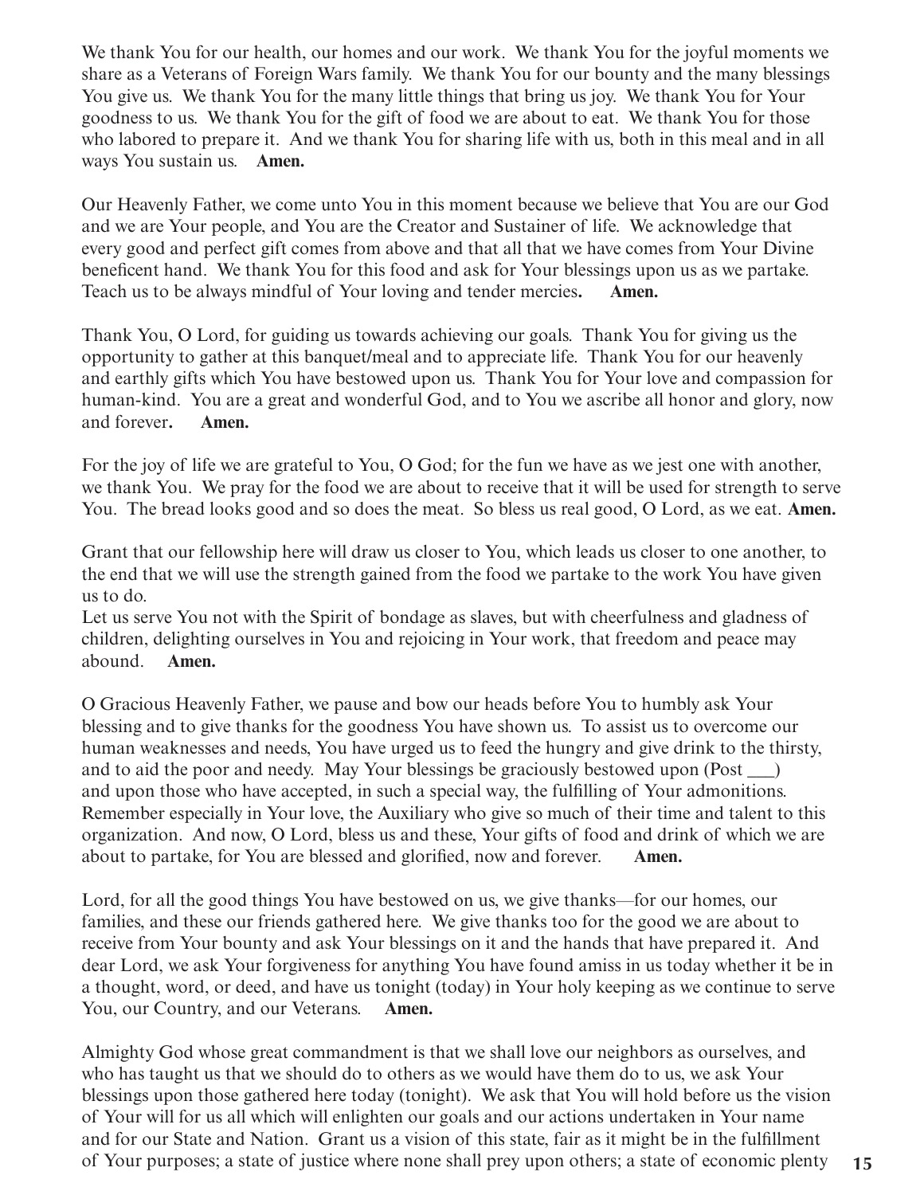We thank You for our health, our homes and our work. We thank You for the joyful moments we share as a Veterans of Foreign Wars family. We thank You for our bounty and the many blessings You give us. We thank You for the many little things that bring us joy. We thank You for Your goodness to us. We thank You for the gift of food we are about to eat. We thank You for those who labored to prepare it. And we thank You for sharing life with us, both in this meal and in all ways You sustain us. **Amen.**

Our Heavenly Father, we come unto You in this moment because we believe that You are our God and we are Your people, and You are the Creator and Sustainer of life. We acknowledge that every good and perfect gift comes from above and that all that we have comes from Your Divine beneficent hand. We thank You for this food and ask for Your blessings upon us as we partake. Teach us to be always mindful of Your loving and tender mercies**.** **Amen.**

Thank You, O Lord, for guiding us towards achieving our goals. Thank You for giving us the opportunity to gather at this banquet/meal and to appreciate life. Thank You for our heavenly and earthly gifts which You have bestowed upon us. Thank You for Your love and compassion for human-kind. You are a great and wonderful God, and to You we ascribe all honor and glory, now and forever**.** **Amen.**

For the joy of life we are grateful to You, O God; for the fun we have as we jest one with another, we thank You. We pray for the food we are about to receive that it will be used for strength to serve You. The bread looks good and so does the meat. So bless us real good, O Lord, as we eat. **Amen.**

Grant that our fellowship here will draw us closer to You, which leads us closer to one another, to the end that we will use the strength gained from the food we partake to the work You have given us to do.
Let us serve You not with the Spirit of bondage as slaves, but with cheerfulness and gladness of children, delighting ourselves in You and rejoicing in Your work, that freedom and peace may abound. **Amen.**

O Gracious Heavenly Father, we pause and bow our heads before You to humbly ask Your blessing and to give thanks for the goodness You have shown us. To assist us to overcome our human weaknesses and needs, You have urged us to feed the hungry and give drink to the thirsty, and to aid the poor and needy. May Your blessings be graciously bestowed upon (Post ___) and upon those who have accepted, in such a special way, the fulfilling of Your admonitions. Remember especially in Your love, the Auxiliary who give so much of their time and talent to this organization. And now, O Lord, bless us and these, Your gifts of food and drink of which we are about to partake, for You are blessed and glorified, now and forever. **Amen.**

Lord, for all the good things You have bestowed on us, we give thanks—for our homes, our families, and these our friends gathered here. We give thanks too for the good we are about to receive from Your bounty and ask Your blessings on it and the hands that have prepared it. And dear Lord, we ask Your forgiveness for anything You have found amiss in us today whether it be in a thought, word, or deed, and have us tonight (today) in Your holy keeping as we continue to serve You, our Country, and our Veterans. **Amen.**

Almighty God whose great commandment is that we shall love our neighbors as ourselves, and who has taught us that we should do to others as we would have them do to us, we ask Your blessings upon those gathered here today (tonight). We ask that You will hold before us the vision of Your will for us all which will enlighten our goals and our actions undertaken in Your name and for our State and Nation. Grant us a vision of this state, fair as it might be in the fulfillment of Your purposes; a state of justice where none shall prey upon others; a state of economic plenty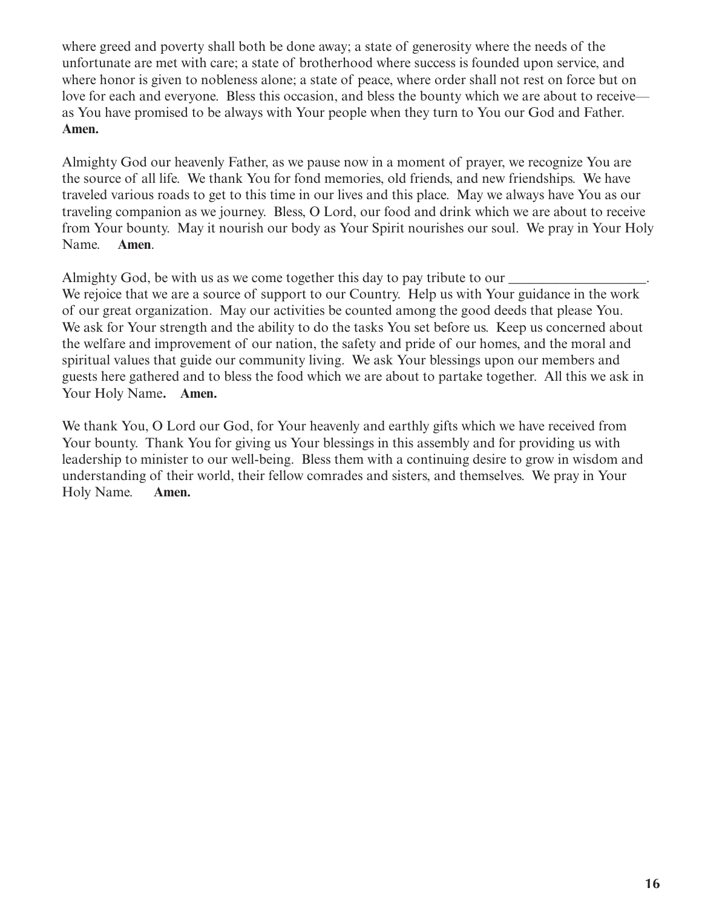where greed and poverty shall both be done away; a state of generosity where the needs of the unfortunate are met with care; a state of brotherhood where success is founded upon service, and where honor is given to nobleness alone; a state of peace, where order shall not rest on force but on love for each and everyone. Bless this occasion, and bless the bounty which we are about to receive—as You have promised to be always with Your people when they turn to You our God and Father. **Amen.**

Almighty God our heavenly Father, as we pause now in a moment of prayer, we recognize You are the source of all life. We thank You for fond memories, old friends, and new friendships. We have traveled various roads to get to this time in our lives and this place. May we always have You as our traveling companion as we journey. Bless, O Lord, our food and drink which we are about to receive from Your bounty. May it nourish our body as Your Spirit nourishes our soul. We pray in Your Holy Name. **Amen**.

Almighty God, be with us as we come together this day to pay tribute to our ___________________. We rejoice that we are a source of support to our Country. Help us with Your guidance in the work of our great organization. May our activities be counted among the good deeds that please You. We ask for Your strength and the ability to do the tasks You set before us. Keep us concerned about the welfare and improvement of our nation, the safety and pride of our homes, and the moral and spiritual values that guide our community living. We ask Your blessings upon our members and guests here gathered and to bless the food which we are about to partake together. All this we ask in Your Holy Name**. Amen.**

We thank You, O Lord our God, for Your heavenly and earthly gifts which we have received from Your bounty. Thank You for giving us Your blessings in this assembly and for providing us with leadership to minister to our well-being. Bless them with a continuing desire to grow in wisdom and understanding of their world, their fellow comrades and sisters, and themselves. We pray in Your Holy Name. **Amen.**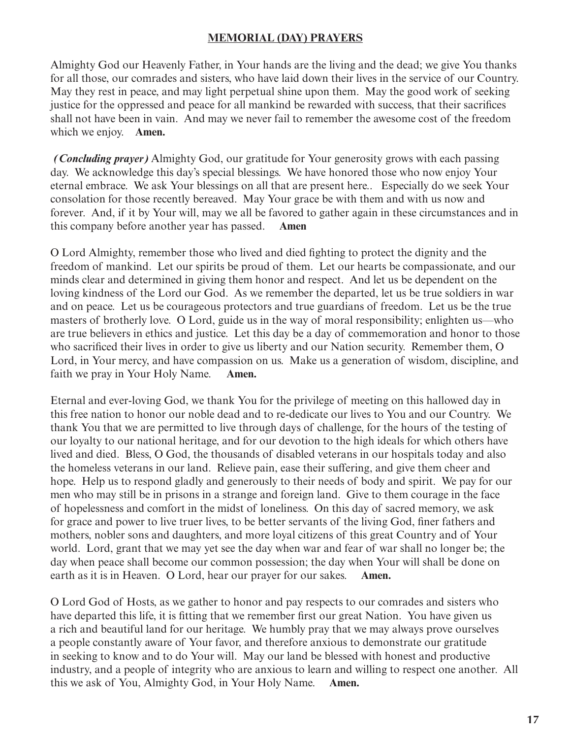## MEMORIAL (DAY) PRAYERS

Almighty God our Heavenly Father, in Your hands are the living and the dead; we give You thanks for all those, our comrades and sisters, who have laid down their lives in the service of our Country. May they rest in peace, and may light perpetual shine upon them. May the good work of seeking justice for the oppressed and peace for all mankind be rewarded with success, that their sacrifices shall not have been in vain. And may we never fail to remember the awesome cost of the freedom which we enjoy. **Amen.**

***(Concluding prayer)*** Almighty God, our gratitude for Your generosity grows with each passing day. We acknowledge this day's special blessings. We have honored those who now enjoy Your eternal embrace. We ask Your blessings on all that are present here.. Especially do we seek Your consolation for those recently bereaved. May Your grace be with them and with us now and forever. And, if it by Your will, may we all be favored to gather again in these circumstances and in this company before another year has passed. **Amen**

O Lord Almighty, remember those who lived and died fighting to protect the dignity and the freedom of mankind. Let our spirits be proud of them. Let our hearts be compassionate, and our minds clear and determined in giving them honor and respect. And let us be dependent on the loving kindness of the Lord our God. As we remember the departed, let us be true soldiers in war and on peace. Let us be courageous protectors and true guardians of freedom. Let us be the true masters of brotherly love. O Lord, guide us in the way of moral responsibility; enlighten us—who are true believers in ethics and justice. Let this day be a day of commemoration and honor to those who sacrificed their lives in order to give us liberty and our Nation security. Remember them, O Lord, in Your mercy, and have compassion on us. Make us a generation of wisdom, discipline, and faith we pray in Your Holy Name. **Amen.**

Eternal and ever-loving God, we thank You for the privilege of meeting on this hallowed day in this free nation to honor our noble dead and to re-dedicate our lives to You and our Country. We thank You that we are permitted to live through days of challenge, for the hours of the testing of our loyalty to our national heritage, and for our devotion to the high ideals for which others have lived and died. Bless, O God, the thousands of disabled veterans in our hospitals today and also the homeless veterans in our land. Relieve pain, ease their suffering, and give them cheer and hope. Help us to respond gladly and generously to their needs of body and spirit. We pay for our men who may still be in prisons in a strange and foreign land. Give to them courage in the face of hopelessness and comfort in the midst of loneliness. On this day of sacred memory, we ask for grace and power to live truer lives, to be better servants of the living God, finer fathers and mothers, nobler sons and daughters, and more loyal citizens of this great Country and of Your world. Lord, grant that we may yet see the day when war and fear of war shall no longer be; the day when peace shall become our common possession; the day when Your will shall be done on earth as it is in Heaven. O Lord, hear our prayer for our sakes. **Amen.**

O Lord God of Hosts, as we gather to honor and pay respects to our comrades and sisters who have departed this life, it is fitting that we remember first our great Nation. You have given us a rich and beautiful land for our heritage. We humbly pray that we may always prove ourselves a people constantly aware of Your favor, and therefore anxious to demonstrate our gratitude in seeking to know and to do Your will. May our land be blessed with honest and productive industry, and a people of integrity who are anxious to learn and willing to respect one another. All this we ask of You, Almighty God, in Your Holy Name. **Amen.**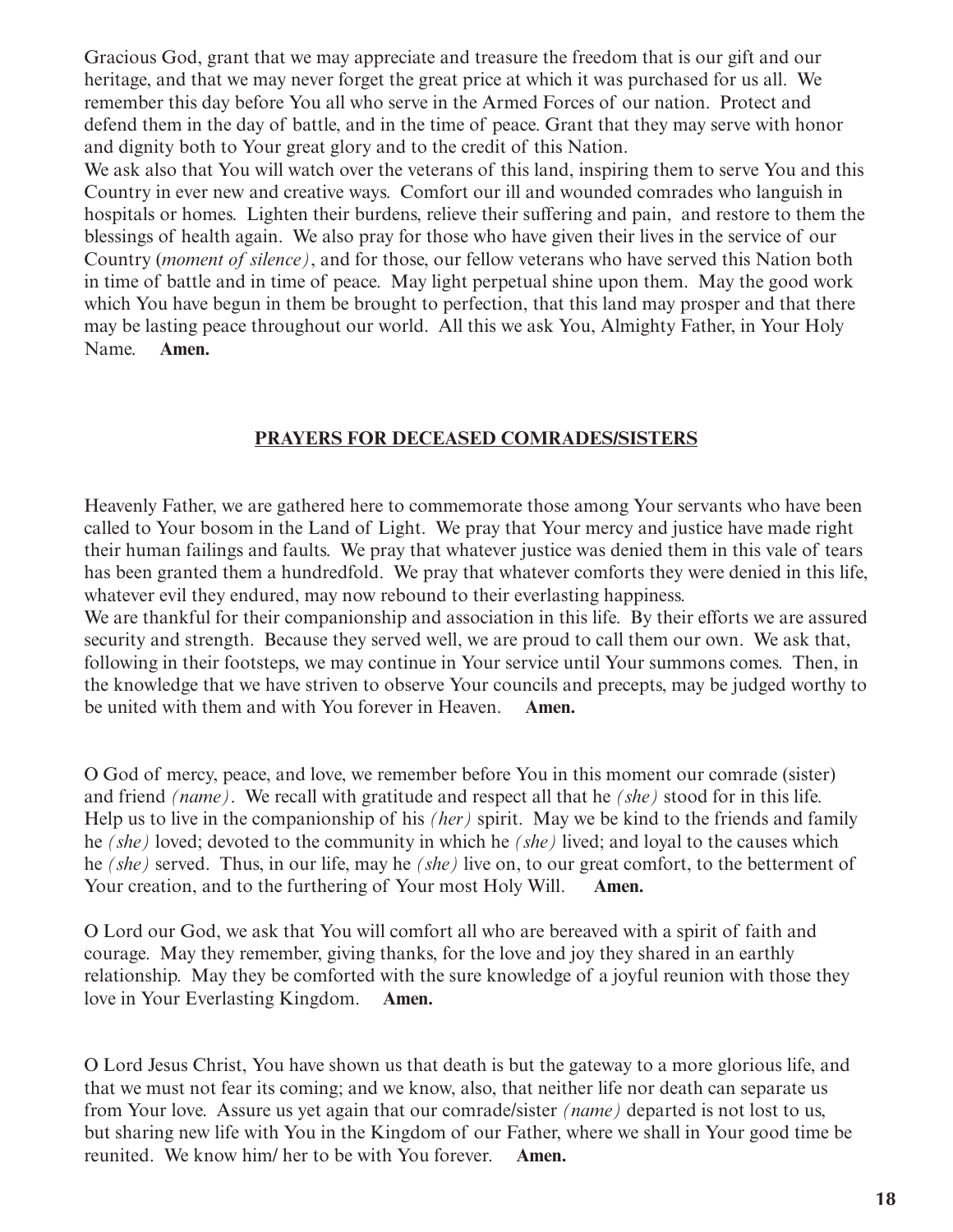Gracious God, grant that we may appreciate and treasure the freedom that is our gift and our heritage, and that we may never forget the great price at which it was purchased for us all. We remember this day before You all who serve in the Armed Forces of our nation. Protect and defend them in the day of battle, and in the time of peace. Grant that they may serve with honor and dignity both to Your great glory and to the credit of this Nation.

We ask also that You will watch over the veterans of this land, inspiring them to serve You and this Country in ever new and creative ways. Comfort our ill and wounded comrades who languish in hospitals or homes. Lighten their burdens, relieve their suffering and pain, and restore to them the blessings of health again. We also pray for those who have given their lives in the service of our Country (*moment of silence)*, and for those, our fellow veterans who have served this Nation both in time of battle and in time of peace. May light perpetual shine upon them. May the good work which You have begun in them be brought to perfection, that this land may prosper and that there may be lasting peace throughout our world. All this we ask You, Almighty Father, in Your Holy Name. **Amen.**

## PRAYERS FOR DECEASED COMRADES/SISTERS

Heavenly Father, we are gathered here to commemorate those among Your servants who have been called to Your bosom in the Land of Light. We pray that Your mercy and justice have made right their human failings and faults. We pray that whatever justice was denied them in this vale of tears has been granted them a hundredfold. We pray that whatever comforts they were denied in this life, whatever evil they endured, may now rebound to their everlasting happiness.

We are thankful for their companionship and association in this life. By their efforts we are assured security and strength. Because they served well, we are proud to call them our own. We ask that, following in their footsteps, we may continue in Your service until Your summons comes. Then, in the knowledge that we have striven to observe Your councils and precepts, may be judged worthy to be united with them and with You forever in Heaven. **Amen.**

O God of mercy, peace, and love, we remember before You in this moment our comrade (sister) and friend *(name)*. We recall with gratitude and respect all that he *(she)* stood for in this life. Help us to live in the companionship of his *(her)* spirit. May we be kind to the friends and family he *(she)* loved; devoted to the community in which he *(she)* lived; and loyal to the causes which he *(she)* served. Thus, in our life, may he *(she)* live on, to our great comfort, to the betterment of Your creation, and to the furthering of Your most Holy Will. **Amen.**

O Lord our God, we ask that You will comfort all who are bereaved with a spirit of faith and courage. May they remember, giving thanks, for the love and joy they shared in an earthly relationship. May they be comforted with the sure knowledge of a joyful reunion with those they love in Your Everlasting Kingdom. **Amen.**

O Lord Jesus Christ, You have shown us that death is but the gateway to a more glorious life, and that we must not fear its coming; and we know, also, that neither life nor death can separate us from Your love. Assure us yet again that our comrade/sister *(name)* departed is not lost to us, but sharing new life with You in the Kingdom of our Father, where we shall in Your good time be reunited. We know him/ her to be with You forever. **Amen.**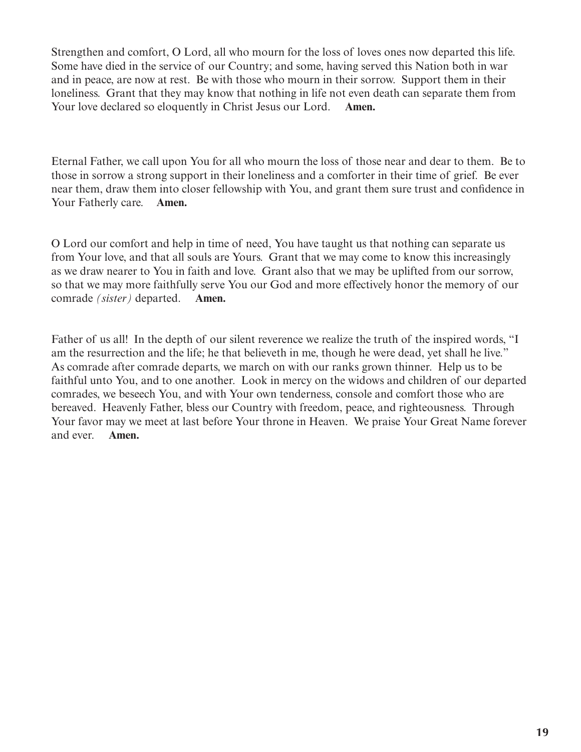Strengthen and comfort, O Lord, all who mourn for the loss of loves ones now departed this life. Some have died in the service of our Country; and some, having served this Nation both in war and in peace, are now at rest. Be with those who mourn in their sorrow. Support them in their loneliness. Grant that they may know that nothing in life not even death can separate them from Your love declared so eloquently in Christ Jesus our Lord. **Amen.**

Eternal Father, we call upon You for all who mourn the loss of those near and dear to them. Be to those in sorrow a strong support in their loneliness and a comforter in their time of grief. Be ever near them, draw them into closer fellowship with You, and grant them sure trust and confidence in Your Fatherly care. **Amen.**

O Lord our comfort and help in time of need, You have taught us that nothing can separate us from Your love, and that all souls are Yours. Grant that we may come to know this increasingly as we draw nearer to You in faith and love. Grant also that we may be uplifted from our sorrow, so that we may more faithfully serve You our God and more effectively honor the memory of our comrade *(sister)* departed. **Amen.**

Father of us all! In the depth of our silent reverence we realize the truth of the inspired words, "I am the resurrection and the life; he that believeth in me, though he were dead, yet shall he live." As comrade after comrade departs, we march on with our ranks grown thinner. Help us to be faithful unto You, and to one another. Look in mercy on the widows and children of our departed comrades, we beseech You, and with Your own tenderness, console and comfort those who are bereaved. Heavenly Father, bless our Country with freedom, peace, and righteousness. Through Your favor may we meet at last before Your throne in Heaven. We praise Your Great Name forever and ever. **Amen.**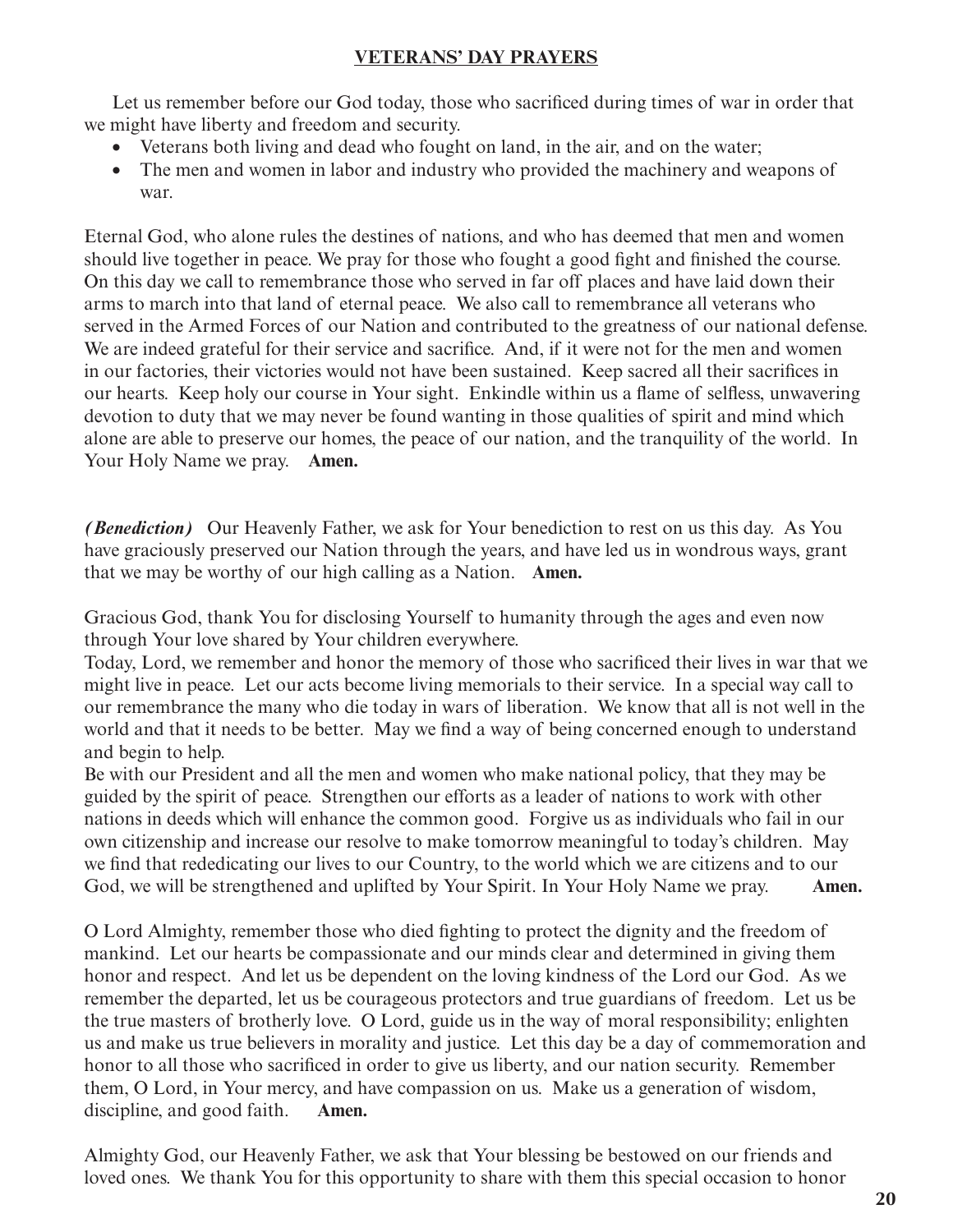## VETERANS' DAY PRAYERS

Let us remember before our God today, those who sacrificed during times of war in order that we might have liberty and freedom and security.

- Veterans both living and dead who fought on land, in the air, and on the water;
- The men and women in labor and industry who provided the machinery and weapons of war.

Eternal God, who alone rules the destines of nations, and who has deemed that men and women should live together in peace. We pray for those who fought a good fight and finished the course. On this day we call to remembrance those who served in far off places and have laid down their arms to march into that land of eternal peace. We also call to remembrance all veterans who served in the Armed Forces of our Nation and contributed to the greatness of our national defense. We are indeed grateful for their service and sacrifice. And, if it were not for the men and women in our factories, their victories would not have been sustained. Keep sacred all their sacrifices in our hearts. Keep holy our course in Your sight. Enkindle within us a flame of selfless, unwavering devotion to duty that we may never be found wanting in those qualities of spirit and mind which alone are able to preserve our homes, the peace of our nation, and the tranquility of the world. In Your Holy Name we pray. **Amen.**

***(Benediction)*** Our Heavenly Father, we ask for Your benediction to rest on us this day. As You have graciously preserved our Nation through the years, and have led us in wondrous ways, grant that we may be worthy of our high calling as a Nation. **Amen.**

Gracious God, thank You for disclosing Yourself to humanity through the ages and even now through Your love shared by Your children everywhere.
Today, Lord, we remember and honor the memory of those who sacrificed their lives in war that we might live in peace. Let our acts become living memorials to their service. In a special way call to our remembrance the many who die today in wars of liberation. We know that all is not well in the world and that it needs to be better. May we find a way of being concerned enough to understand and begin to help.
Be with our President and all the men and women who make national policy, that they may be guided by the spirit of peace. Strengthen our efforts as a leader of nations to work with other nations in deeds which will enhance the common good. Forgive us as individuals who fail in our own citizenship and increase our resolve to make tomorrow meaningful to today's children. May we find that rededicating our lives to our Country, to the world which we are citizens and to our God, we will be strengthened and uplifted by Your Spirit. In Your Holy Name we pray. **Amen.**

O Lord Almighty, remember those who died fighting to protect the dignity and the freedom of mankind. Let our hearts be compassionate and our minds clear and determined in giving them honor and respect. And let us be dependent on the loving kindness of the Lord our God. As we remember the departed, let us be courageous protectors and true guardians of freedom. Let us be the true masters of brotherly love. O Lord, guide us in the way of moral responsibility; enlighten us and make us true believers in morality and justice. Let this day be a day of commemoration and honor to all those who sacrificed in order to give us liberty, and our nation security. Remember them, O Lord, in Your mercy, and have compassion on us. Make us a generation of wisdom, discipline, and good faith. **Amen.**

Almighty God, our Heavenly Father, we ask that Your blessing be bestowed on our friends and loved ones. We thank You for this opportunity to share with them this special occasion to honor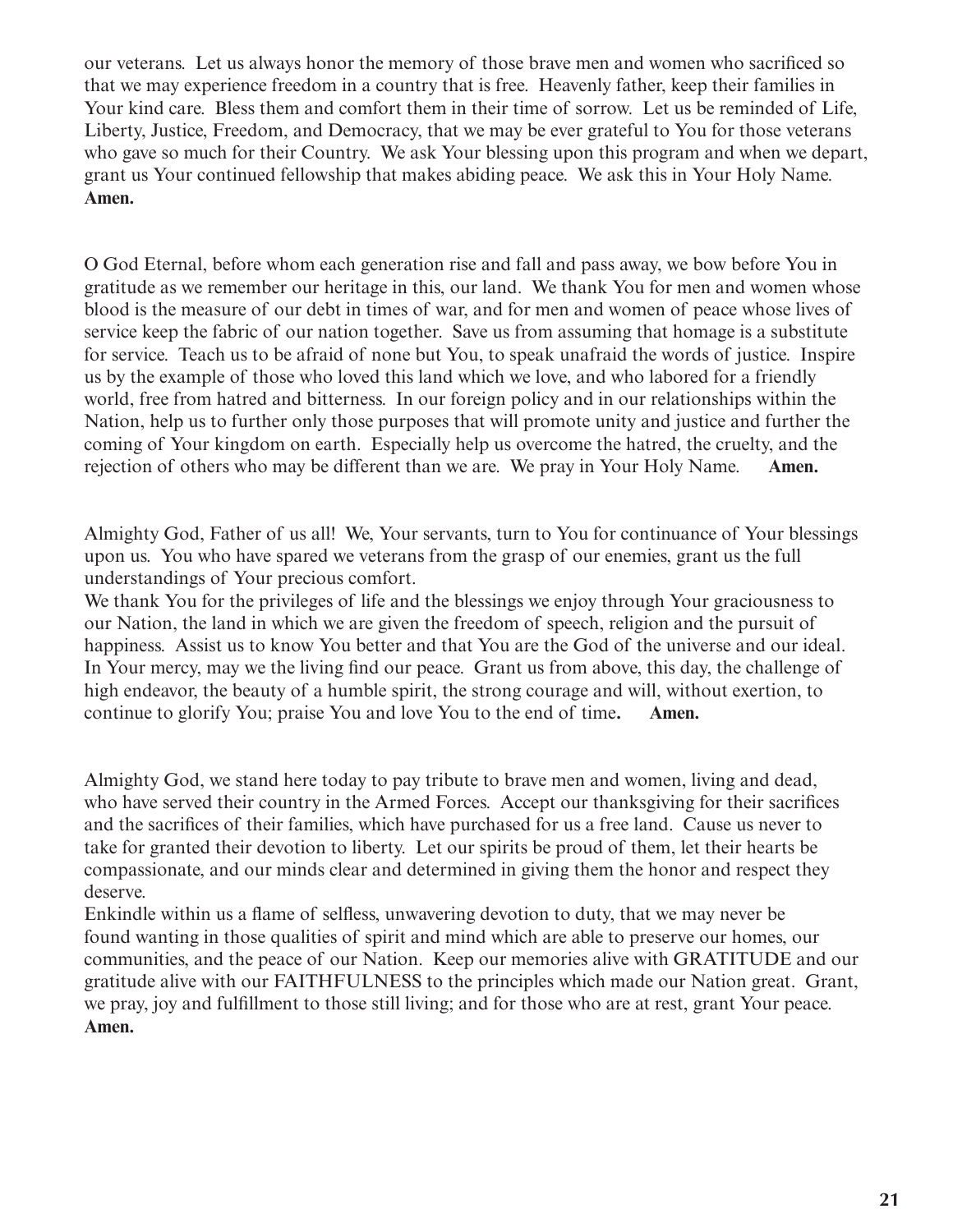our veterans. Let us always honor the memory of those brave men and women who sacrificed so that we may experience freedom in a country that is free. Heavenly father, keep their families in Your kind care. Bless them and comfort them in their time of sorrow. Let us be reminded of Life, Liberty, Justice, Freedom, and Democracy, that we may be ever grateful to You for those veterans who gave so much for their Country. We ask Your blessing upon this program and when we depart, grant us Your continued fellowship that makes abiding peace. We ask this in Your Holy Name. **Amen.**

O God Eternal, before whom each generation rise and fall and pass away, we bow before You in gratitude as we remember our heritage in this, our land. We thank You for men and women whose blood is the measure of our debt in times of war, and for men and women of peace whose lives of service keep the fabric of our nation together. Save us from assuming that homage is a substitute for service. Teach us to be afraid of none but You, to speak unafraid the words of justice. Inspire us by the example of those who loved this land which we love, and who labored for a friendly world, free from hatred and bitterness. In our foreign policy and in our relationships within the Nation, help us to further only those purposes that will promote unity and justice and further the coming of Your kingdom on earth. Especially help us overcome the hatred, the cruelty, and the rejection of others who may be different than we are. We pray in Your Holy Name. **Amen.**

Almighty God, Father of us all! We, Your servants, turn to You for continuance of Your blessings upon us. You who have spared we veterans from the grasp of our enemies, grant us the full understandings of Your precious comfort.
We thank You for the privileges of life and the blessings we enjoy through Your graciousness to our Nation, the land in which we are given the freedom of speech, religion and the pursuit of happiness. Assist us to know You better and that You are the God of the universe and our ideal. In Your mercy, may we the living find our peace. Grant us from above, this day, the challenge of high endeavor, the beauty of a humble spirit, the strong courage and will, without exertion, to continue to glorify You; praise You and love You to the end of time**.** **Amen.**

Almighty God, we stand here today to pay tribute to brave men and women, living and dead, who have served their country in the Armed Forces. Accept our thanksgiving for their sacrifices and the sacrifices of their families, which have purchased for us a free land. Cause us never to take for granted their devotion to liberty. Let our spirits be proud of them, let their hearts be compassionate, and our minds clear and determined in giving them the honor and respect they deserve.
Enkindle within us a flame of selfless, unwavering devotion to duty, that we may never be found wanting in those qualities of spirit and mind which are able to preserve our homes, our communities, and the peace of our Nation. Keep our memories alive with GRATITUDE and our gratitude alive with our FAITHFULNESS to the principles which made our Nation great. Grant, we pray, joy and fulfillment to those still living; and for those who are at rest, grant Your peace. **Amen.**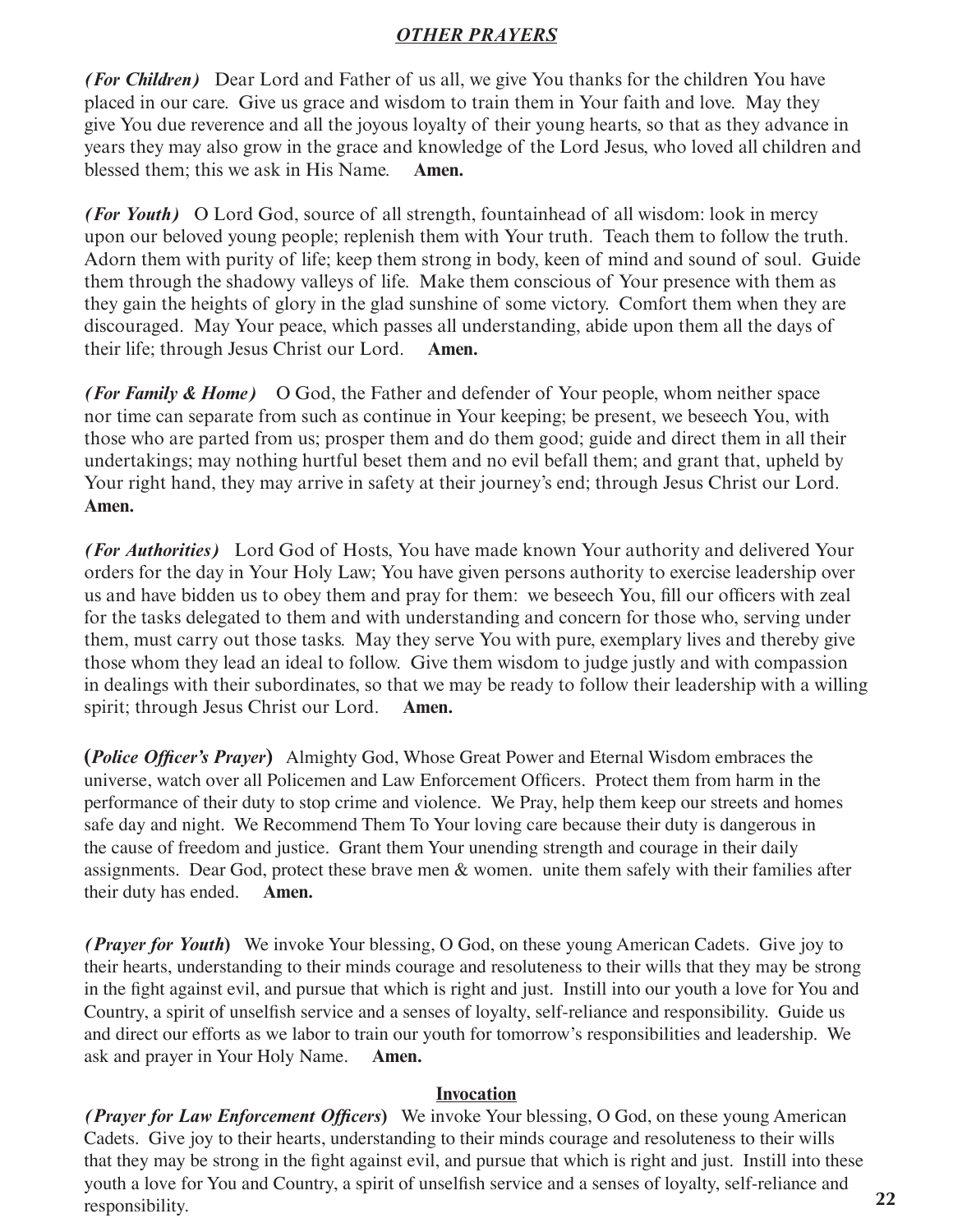## *OTHER PRAYERS*

***(For Children)*** Dear Lord and Father of us all, we give You thanks for the children You have placed in our care. Give us grace and wisdom to train them in Your faith and love. May they give You due reverence and all the joyous loyalty of their young hearts, so that as they advance in years they may also grow in the grace and knowledge of the Lord Jesus, who loved all children and blessed them; this we ask in His Name. **Amen.**

***(For Youth)*** O Lord God, source of all strength, fountainhead of all wisdom: look in mercy upon our beloved young people; replenish them with Your truth. Teach them to follow the truth. Adorn them with purity of life; keep them strong in body, keen of mind and sound of soul. Guide them through the shadowy valleys of life. Make them conscious of Your presence with them as they gain the heights of glory in the glad sunshine of some victory. Comfort them when they are discouraged. May Your peace, which passes all understanding, abide upon them all the days of their life; through Jesus Christ our Lord. **Amen.**

***(For Family & Home)*** O God, the Father and defender of Your people, whom neither space nor time can separate from such as continue in Your keeping; be present, we beseech You, with those who are parted from us; prosper them and do them good; guide and direct them in all their undertakings; may nothing hurtful beset them and no evil befall them; and grant that, upheld by Your right hand, they may arrive in safety at their journey's end; through Jesus Christ our Lord. **Amen.**

***(For Authorities)*** Lord God of Hosts, You have made known Your authority and delivered Your orders for the day in Your Holy Law; You have given persons authority to exercise leadership over us and have bidden us to obey them and pray for them: we beseech You, fill our officers with zeal for the tasks delegated to them and with understanding and concern for those who, serving under them, must carry out those tasks. May they serve You with pure, exemplary lives and thereby give those whom they lead an ideal to follow. Give them wisdom to judge justly and with compassion in dealings with their subordinates, so that we may be ready to follow their leadership with a willing spirit; through Jesus Christ our Lord. **Amen.**

**(*Police Officer's Prayer*)** Almighty God, Whose Great Power and Eternal Wisdom embraces the universe, watch over all Policemen and Law Enforcement Officers. Protect them from harm in the performance of their duty to stop crime and violence. We Pray, help them keep our streets and homes safe day and night. We Recommend Them To Your loving care because their duty is dangerous in the cause of freedom and justice. Grant them Your unending strength and courage in their daily assignments. Dear God, protect these brave men & women. unite them safely with their families after their duty has ended. **Amen.**

***(Prayer for Youth*)** We invoke Your blessing, O God, on these young American Cadets. Give joy to their hearts, understanding to their minds courage and resoluteness to their wills that they may be strong in the fight against evil, and pursue that which is right and just. Instill into our youth a love for You and Country, a spirit of unselfish service and a senses of loyalty, self-reliance and responsibility. Guide us and direct our efforts as we labor to train our youth for tomorrow's responsibilities and leadership. We ask and prayer in Your Holy Name. **Amen.**

**Invocation**

***(Prayer for Law Enforcement Officers*)** We invoke Your blessing, O God, on these young American Cadets. Give joy to their hearts, understanding to their minds courage and resoluteness to their wills that they may be strong in the fight against evil, and pursue that which is right and just. Instill into these youth a love for You and Country, a spirit of unselfish service and a senses of loyalty, self-reliance and responsibility.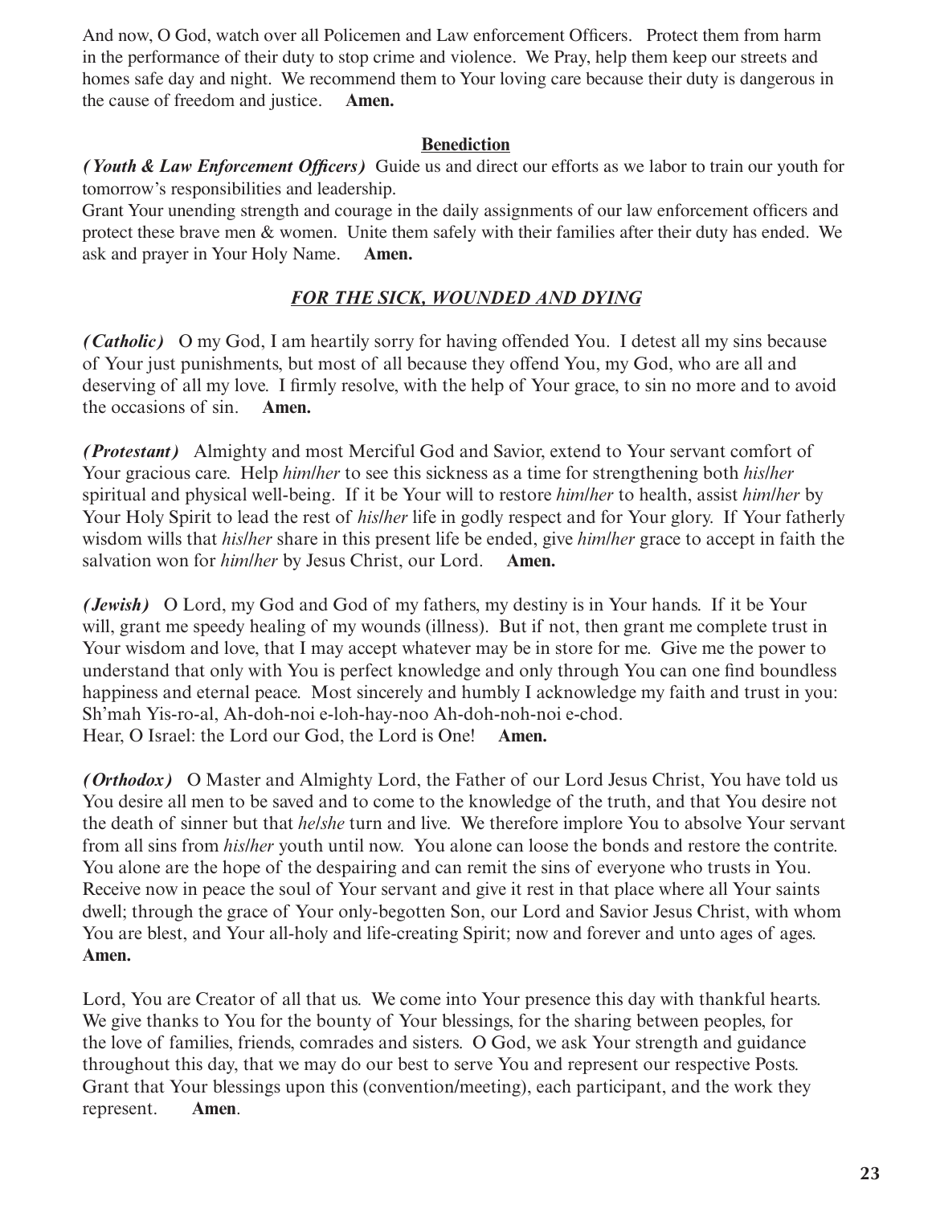And now, O God, watch over all Policemen and Law enforcement Officers. Protect them from harm in the performance of their duty to stop crime and violence. We Pray, help them keep our streets and homes safe day and night. We recommend them to Your loving care because their duty is dangerous in the cause of freedom and justice. **Amen.**

## Benediction

***(Youth & Law Enforcement Officers)*** Guide us and direct our efforts as we labor to train our youth for tomorrow's responsibilities and leadership.

Grant Your unending strength and courage in the daily assignments of our law enforcement officers and protect these brave men & women. Unite them safely with their families after their duty has ended. We ask and prayer in Your Holy Name. **Amen.**

## ***FOR THE SICK, WOUNDED AND DYING***

***(Catholic)*** O my God, I am heartily sorry for having offended You. I detest all my sins because of Your just punishments, but most of all because they offend You, my God, who are all and deserving of all my love. I firmly resolve, with the help of Your grace, to sin no more and to avoid the occasions of sin. **Amen.**

***(Protestant)*** Almighty and most Merciful God and Savior, extend to Your servant comfort of Your gracious care. Help *him/her* to see this sickness as a time for strengthening both *his/her* spiritual and physical well-being. If it be Your will to restore *him/her* to health, assist *him/her* by Your Holy Spirit to lead the rest of *his/her* life in godly respect and for Your glory. If Your fatherly wisdom wills that *his/her* share in this present life be ended, give *him/her* grace to accept in faith the salvation won for *him/her* by Jesus Christ, our Lord. **Amen.**

***(Jewish)*** O Lord, my God and God of my fathers, my destiny is in Your hands. If it be Your will, grant me speedy healing of my wounds (illness). But if not, then grant me complete trust in Your wisdom and love, that I may accept whatever may be in store for me. Give me the power to understand that only with You is perfect knowledge and only through You can one find boundless happiness and eternal peace. Most sincerely and humbly I acknowledge my faith and trust in you: Sh'mah Yis-ro-al, Ah-doh-noi e-loh-hay-noo Ah-doh-noh-noi e-chod.
Hear, O Israel: the Lord our God, the Lord is One! **Amen.**

***(Orthodox)*** O Master and Almighty Lord, the Father of our Lord Jesus Christ, You have told us You desire all men to be saved and to come to the knowledge of the truth, and that You desire not the death of sinner but that *he/she* turn and live. We therefore implore You to absolve Your servant from all sins from *his/her* youth until now. You alone can loose the bonds and restore the contrite. You alone are the hope of the despairing and can remit the sins of everyone who trusts in You. Receive now in peace the soul of Your servant and give it rest in that place where all Your saints dwell; through the grace of Your only-begotten Son, our Lord and Savior Jesus Christ, with whom You are blest, and Your all-holy and life-creating Spirit; now and forever and unto ages of ages. **Amen.**

Lord, You are Creator of all that us. We come into Your presence this day with thankful hearts. We give thanks to You for the bounty of Your blessings, for the sharing between peoples, for the love of families, friends, comrades and sisters. O God, we ask Your strength and guidance throughout this day, that we may do our best to serve You and represent our respective Posts. Grant that Your blessings upon this (convention/meeting), each participant, and the work they represent. **Amen**.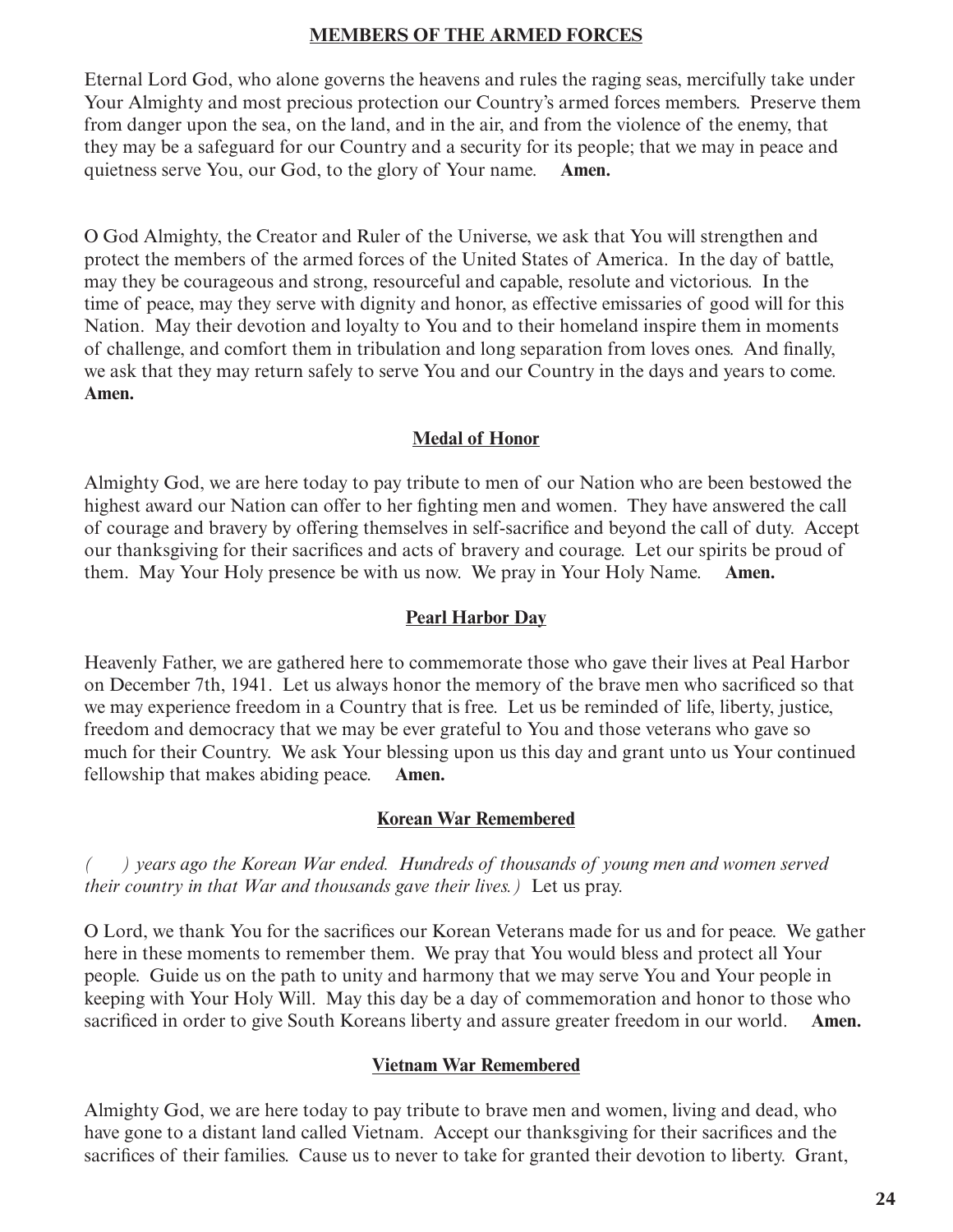## MEMBERS OF THE ARMED FORCES

Eternal Lord God, who alone governs the heavens and rules the raging seas, mercifully take under Your Almighty and most precious protection our Country's armed forces members. Preserve them from danger upon the sea, on the land, and in the air, and from the violence of the enemy, that they may be a safeguard for our Country and a security for its people; that we may in peace and quietness serve You, our God, to the glory of Your name. **Amen.**

O God Almighty, the Creator and Ruler of the Universe, we ask that You will strengthen and protect the members of the armed forces of the United States of America. In the day of battle, may they be courageous and strong, resourceful and capable, resolute and victorious. In the time of peace, may they serve with dignity and honor, as effective emissaries of good will for this Nation. May their devotion and loyalty to You and to their homeland inspire them in moments of challenge, and comfort them in tribulation and long separation from loves ones. And finally, we ask that they may return safely to serve You and our Country in the days and years to come. **Amen.**

### Medal of Honor

Almighty God, we are here today to pay tribute to men of our Nation who are been bestowed the highest award our Nation can offer to her fighting men and women. They have answered the call of courage and bravery by offering themselves in self-sacrifice and beyond the call of duty. Accept our thanksgiving for their sacrifices and acts of bravery and courage. Let our spirits be proud of them. May Your Holy presence be with us now. We pray in Your Holy Name. **Amen.**

### Pearl Harbor Day

Heavenly Father, we are gathered here to commemorate those who gave their lives at Peal Harbor on December 7th, 1941. Let us always honor the memory of the brave men who sacrificed so that we may experience freedom in a Country that is free. Let us be reminded of life, liberty, justice, freedom and democracy that we may be ever grateful to You and those veterans who gave so much for their Country. We ask Your blessing upon us this day and grant unto us Your continued fellowship that makes abiding peace. **Amen.**

### Korean War Remembered

*(     ) years ago the Korean War ended. Hundreds of thousands of young men and women served their country in that War and thousands gave their lives.)* Let us pray.

O Lord, we thank You for the sacrifices our Korean Veterans made for us and for peace. We gather here in these moments to remember them. We pray that You would bless and protect all Your people. Guide us on the path to unity and harmony that we may serve You and Your people in keeping with Your Holy Will. May this day be a day of commemoration and honor to those who sacrificed in order to give South Koreans liberty and assure greater freedom in our world. **Amen.**

### Vietnam War Remembered

Almighty God, we are here today to pay tribute to brave men and women, living and dead, who have gone to a distant land called Vietnam. Accept our thanksgiving for their sacrifices and the sacrifices of their families. Cause us to never to take for granted their devotion to liberty. Grant,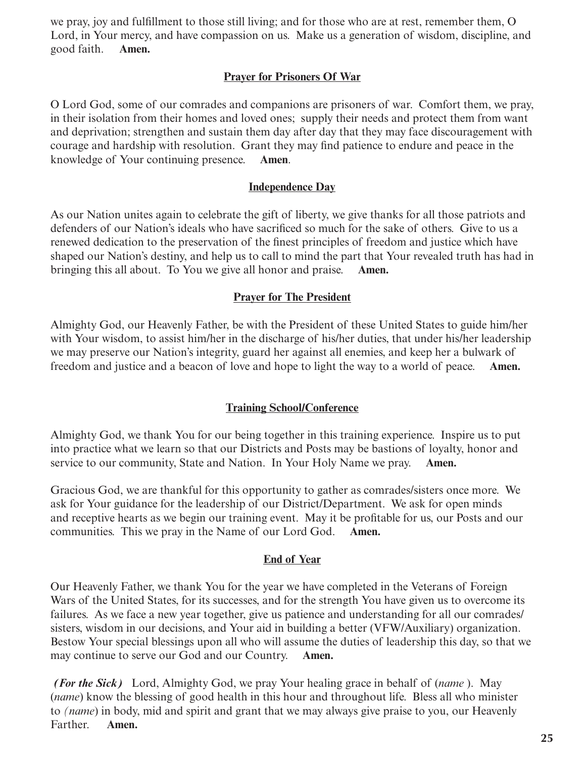we pray, joy and fulfillment to those still living; and for those who are at rest, remember them, O Lord, in Your mercy, and have compassion on us. Make us a generation of wisdom, discipline, and good faith. **Amen.**

### Prayer for Prisoners Of War

O Lord God, some of our comrades and companions are prisoners of war. Comfort them, we pray, in their isolation from their homes and loved ones; supply their needs and protect them from want and deprivation; strengthen and sustain them day after day that they may face discouragement with courage and hardship with resolution. Grant they may find patience to endure and peace in the knowledge of Your continuing presence. **Amen**.

### Independence Day

As our Nation unites again to celebrate the gift of liberty, we give thanks for all those patriots and defenders of our Nation's ideals who have sacrificed so much for the sake of others. Give to us a renewed dedication to the preservation of the finest principles of freedom and justice which have shaped our Nation's destiny, and help us to call to mind the part that Your revealed truth has had in bringing this all about. To You we give all honor and praise. **Amen.**

### Prayer for The President

Almighty God, our Heavenly Father, be with the President of these United States to guide him/her with Your wisdom, to assist him/her in the discharge of his/her duties, that under his/her leadership we may preserve our Nation's integrity, guard her against all enemies, and keep her a bulwark of freedom and justice and a beacon of love and hope to light the way to a world of peace. **Amen.**

### Training School/Conference

Almighty God, we thank You for our being together in this training experience. Inspire us to put into practice what we learn so that our Districts and Posts may be bastions of loyalty, honor and service to our community, State and Nation. In Your Holy Name we pray. **Amen.**

Gracious God, we are thankful for this opportunity to gather as comrades/sisters once more. We ask for Your guidance for the leadership of our District/Department. We ask for open minds and receptive hearts as we begin our training event. May it be profitable for us, our Posts and our communities. This we pray in the Name of our Lord God. **Amen.**

### End of Year

Our Heavenly Father, we thank You for the year we have completed in the Veterans of Foreign Wars of the United States, for its successes, and for the strength You have given us to overcome its failures. As we face a new year together, give us patience and understanding for all our comrades/sisters, wisdom in our decisions, and Your aid in building a better (VFW/Auxiliary) organization. Bestow Your special blessings upon all who will assume the duties of leadership this day, so that we may continue to serve our God and our Country. **Amen.**

***(For the Sick)*** Lord, Almighty God, we pray Your healing grace in behalf of (*name* ). May (*name*) know the blessing of good health in this hour and throughout life. Bless all who minister to *(name*) in body, mid and spirit and grant that we may always give praise to you, our Heavenly Farther. **Amen.**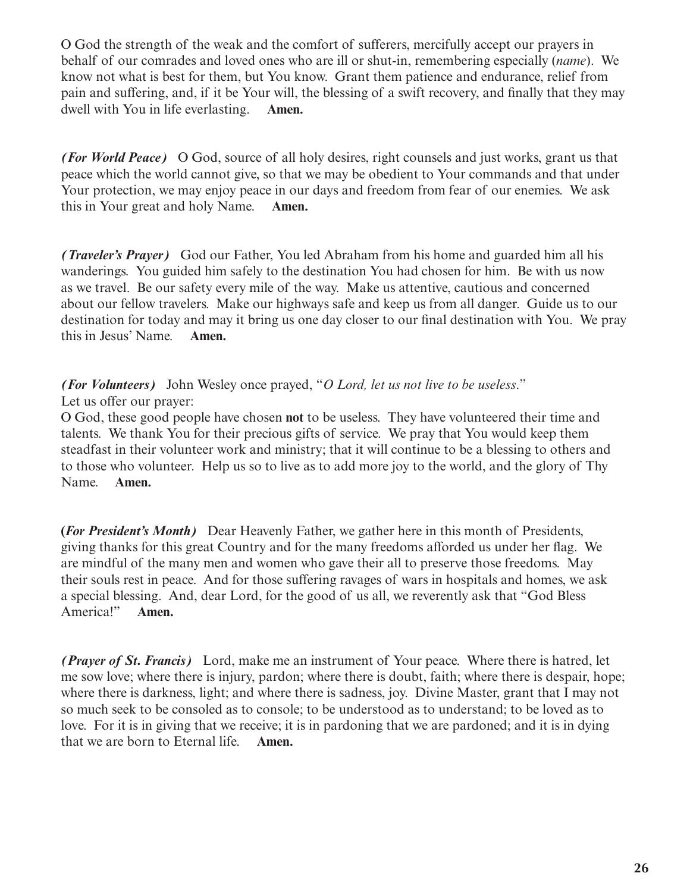O God the strength of the weak and the comfort of sufferers, mercifully accept our prayers in behalf of our comrades and loved ones who are ill or shut-in, remembering especially (*name*). We know not what is best for them, but You know. Grant them patience and endurance, relief from pain and suffering, and, if it be Your will, the blessing of a swift recovery, and finally that they may dwell with You in life everlasting. **Amen.**

***(For World Peace)*** O God, source of all holy desires, right counsels and just works, grant us that peace which the world cannot give, so that we may be obedient to Your commands and that under Your protection, we may enjoy peace in our days and freedom from fear of our enemies. We ask this in Your great and holy Name. **Amen.**

***(Traveler's Prayer)*** God our Father, You led Abraham from his home and guarded him all his wanderings. You guided him safely to the destination You had chosen for him. Be with us now as we travel. Be our safety every mile of the way. Make us attentive, cautious and concerned about our fellow travelers. Make our highways safe and keep us from all danger. Guide us to our destination for today and may it bring us one day closer to our final destination with You. We pray this in Jesus' Name. **Amen.**

***(For Volunteers)*** John Wesley once prayed, "*O Lord, let us not live to be useless*."
Let us offer our prayer:
O God, these good people have chosen **not** to be useless. They have volunteered their time and talents. We thank You for their precious gifts of service. We pray that You would keep them steadfast in their volunteer work and ministry; that it will continue to be a blessing to others and to those who volunteer. Help us so to live as to add more joy to the world, and the glory of Thy Name. **Amen.**

**(*For President's Month)*** Dear Heavenly Father, we gather here in this month of Presidents, giving thanks for this great Country and for the many freedoms afforded us under her flag. We are mindful of the many men and women who gave their all to preserve those freedoms. May their souls rest in peace. And for those suffering ravages of wars in hospitals and homes, we ask a special blessing. And, dear Lord, for the good of us all, we reverently ask that "God Bless America!" **Amen.**

***(Prayer of St. Francis)*** Lord, make me an instrument of Your peace. Where there is hatred, let me sow love; where there is injury, pardon; where there is doubt, faith; where there is despair, hope; where there is darkness, light; and where there is sadness, joy. Divine Master, grant that I may not so much seek to be consoled as to console; to be understood as to understand; to be loved as to love. For it is in giving that we receive; it is in pardoning that we are pardoned; and it is in dying that we are born to Eternal life. **Amen.**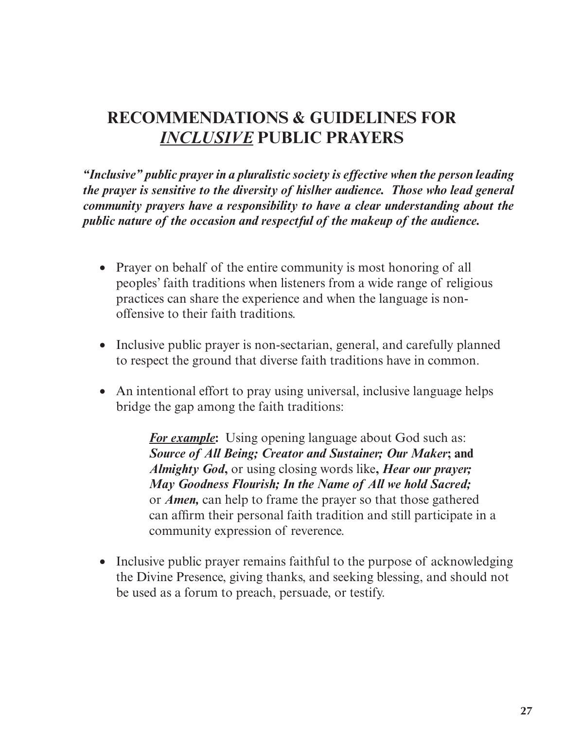# RECOMMENDATIONS & GUIDELINES FOR *INCLUSIVE* PUBLIC PRAYERS

***"Inclusive" public prayer in a pluralistic society is effective when the person leading the prayer is sensitive to the diversity of hislher audience. Those who lead general community prayers have a responsibility to have a clear understanding about the public nature of the occasion and respectful of the makeup of the audience.***

- Prayer on behalf of the entire community is most honoring of all peoples' faith traditions when listeners from a wide range of religious practices can share the experience and when the language is non-offensive to their faith traditions.

- Inclusive public prayer is non-sectarian, general, and carefully planned to respect the ground that diverse faith traditions have in common.

- An intentional effort to pray using universal, inclusive language helps bridge the gap among the faith traditions:

  ***For example*:** Using opening language about God such as: ***Source of All Being; Creator and Sustainer; Our Maker*; and *Almighty God*,** or using closing words like**, *Hear our prayer; May Goodness Flourish; In the Name of All we hold Sacred;*** or ***Amen,*** can help to frame the prayer so that those gathered can affirm their personal faith tradition and still participate in a community expression of reverence.

- Inclusive public prayer remains faithful to the purpose of acknowledging the Divine Presence, giving thanks, and seeking blessing, and should not be used as a forum to preach, persuade, or testify.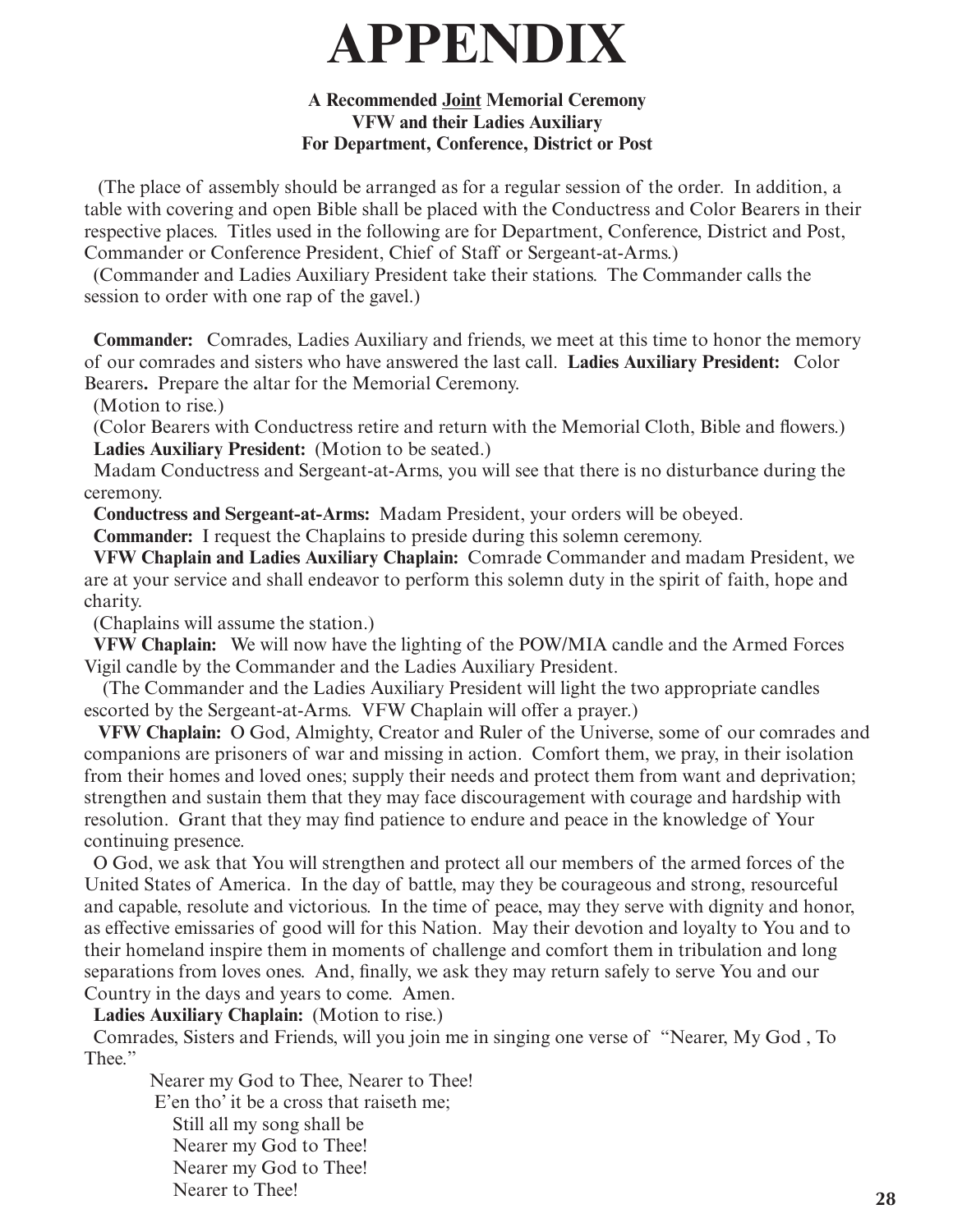# APPENDIX

**A Recommended <u>Joint</u> Memorial Ceremony**
**VFW and their Ladies Auxiliary**
**For Department, Conference, District or Post**

(The place of assembly should be arranged as for a regular session of the order. In addition, a table with covering and open Bible shall be placed with the Conductress and Color Bearers in their respective places. Titles used in the following are for Department, Conference, District and Post, Commander or Conference President, Chief of Staff or Sergeant-at-Arms.)

(Commander and Ladies Auxiliary President take their stations. The Commander calls the session to order with one rap of the gavel.)

**Commander:** Comrades, Ladies Auxiliary and friends, we meet at this time to honor the memory of our comrades and sisters who have answered the last call. **Ladies Auxiliary President:** Color Bearers**.** Prepare the altar for the Memorial Ceremony.

(Motion to rise.)

(Color Bearers with Conductress retire and return with the Memorial Cloth, Bible and flowers.)

**Ladies Auxiliary President:** (Motion to be seated.)

Madam Conductress and Sergeant-at-Arms, you will see that there is no disturbance during the ceremony.

**Conductress and Sergeant-at-Arms:** Madam President, your orders will be obeyed.

**Commander:** I request the Chaplains to preside during this solemn ceremony.

**VFW Chaplain and Ladies Auxiliary Chaplain:** Comrade Commander and madam President, we are at your service and shall endeavor to perform this solemn duty in the spirit of faith, hope and charity.

(Chaplains will assume the station.)

**VFW Chaplain:** We will now have the lighting of the POW/MIA candle and the Armed Forces Vigil candle by the Commander and the Ladies Auxiliary President.

(The Commander and the Ladies Auxiliary President will light the two appropriate candles escorted by the Sergeant-at-Arms. VFW Chaplain will offer a prayer.)

**VFW Chaplain:** O God, Almighty, Creator and Ruler of the Universe, some of our comrades and companions are prisoners of war and missing in action. Comfort them, we pray, in their isolation from their homes and loved ones; supply their needs and protect them from want and deprivation; strengthen and sustain them that they may face discouragement with courage and hardship with resolution. Grant that they may find patience to endure and peace in the knowledge of Your continuing presence.

O God, we ask that You will strengthen and protect all our members of the armed forces of the United States of America. In the day of battle, may they be courageous and strong, resourceful and capable, resolute and victorious. In the time of peace, may they serve with dignity and honor, as effective emissaries of good will for this Nation. May their devotion and loyalty to You and to their homeland inspire them in moments of challenge and comfort them in tribulation and long separations from loves ones. And, finally, we ask they may return safely to serve You and our Country in the days and years to come. Amen.

**Ladies Auxiliary Chaplain:** (Motion to rise.)

Comrades, Sisters and Friends, will you join me in singing one verse of "Nearer, My God , To Thee."

Nearer my God to Thee, Nearer to Thee!
E'en tho' it be a cross that raiseth me;
Still all my song shall be
Nearer my God to Thee!
Nearer my God to Thee!
Nearer to Thee!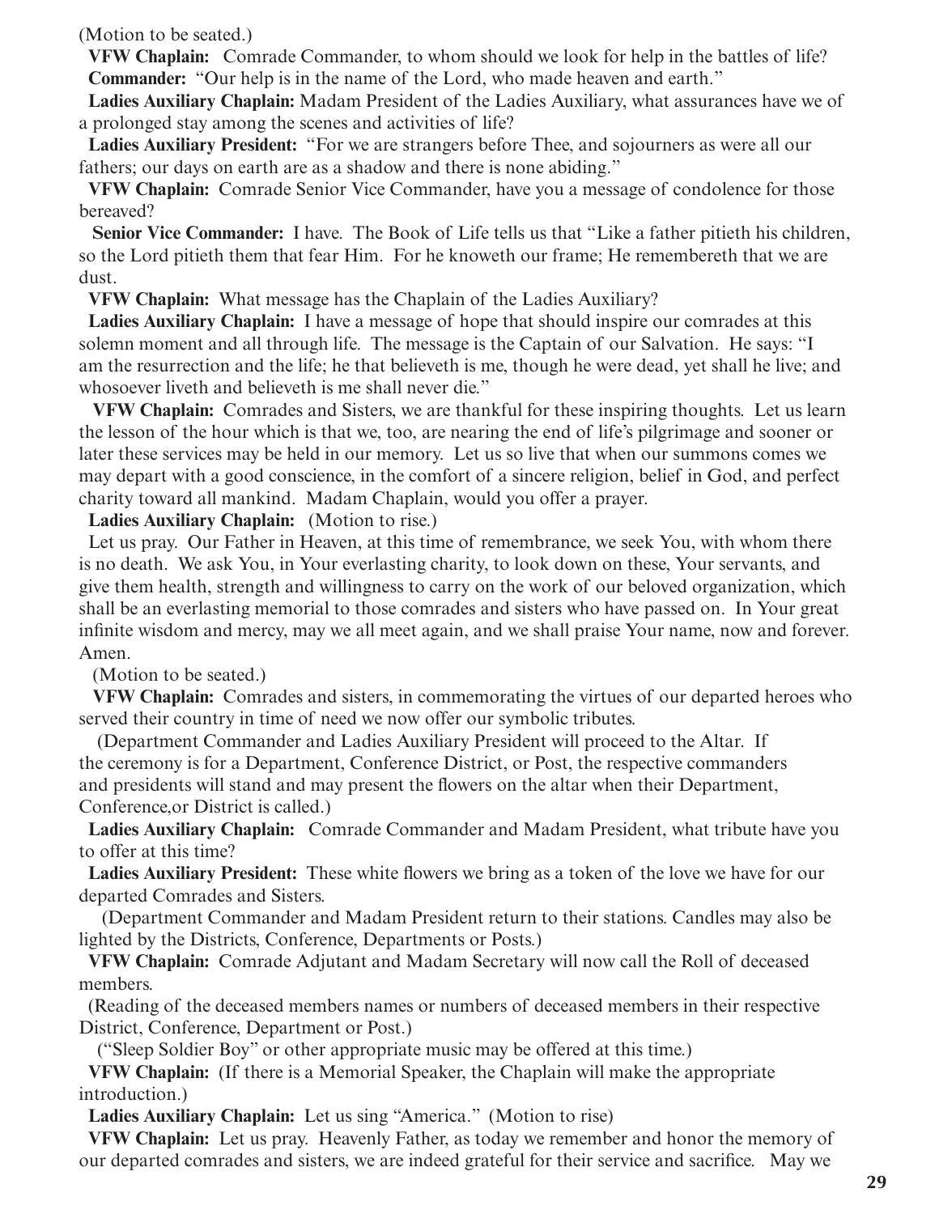(Motion to be seated.)

**VFW Chaplain:** Comrade Commander, to whom should we look for help in the battles of life?

**Commander:** "Our help is in the name of the Lord, who made heaven and earth."

**Ladies Auxiliary Chaplain:** Madam President of the Ladies Auxiliary, what assurances have we of a prolonged stay among the scenes and activities of life?

**Ladies Auxiliary President:** "For we are strangers before Thee, and sojourners as were all our fathers; our days on earth are as a shadow and there is none abiding."

**VFW Chaplain:** Comrade Senior Vice Commander, have you a message of condolence for those bereaved?

**Senior Vice Commander:** I have. The Book of Life tells us that "Like a father pitieth his children, so the Lord pitieth them that fear Him. For he knoweth our frame; He remembereth that we are dust.

**VFW Chaplain:** What message has the Chaplain of the Ladies Auxiliary?

**Ladies Auxiliary Chaplain:** I have a message of hope that should inspire our comrades at this solemn moment and all through life. The message is the Captain of our Salvation. He says: "I am the resurrection and the life; he that believeth is me, though he were dead, yet shall he live; and whosoever liveth and believeth is me shall never die."

**VFW Chaplain:** Comrades and Sisters, we are thankful for these inspiring thoughts. Let us learn the lesson of the hour which is that we, too, are nearing the end of life's pilgrimage and sooner or later these services may be held in our memory. Let us so live that when our summons comes we may depart with a good conscience, in the comfort of a sincere religion, belief in God, and perfect charity toward all mankind. Madam Chaplain, would you offer a prayer.

**Ladies Auxiliary Chaplain:** (Motion to rise.)

Let us pray. Our Father in Heaven, at this time of remembrance, we seek You, with whom there is no death. We ask You, in Your everlasting charity, to look down on these, Your servants, and give them health, strength and willingness to carry on the work of our beloved organization, which shall be an everlasting memorial to those comrades and sisters who have passed on. In Your great infinite wisdom and mercy, may we all meet again, and we shall praise Your name, now and forever. Amen.

(Motion to be seated.)

**VFW Chaplain:** Comrades and sisters, in commemorating the virtues of our departed heroes who served their country in time of need we now offer our symbolic tributes.

(Department Commander and Ladies Auxiliary President will proceed to the Altar. If the ceremony is for a Department, Conference District, or Post, the respective commanders and presidents will stand and may present the flowers on the altar when their Department, Conference,or District is called.)

**Ladies Auxiliary Chaplain:** Comrade Commander and Madam President, what tribute have you to offer at this time?

**Ladies Auxiliary President:** These white flowers we bring as a token of the love we have for our departed Comrades and Sisters.

(Department Commander and Madam President return to their stations. Candles may also be lighted by the Districts, Conference, Departments or Posts.)

**VFW Chaplain:** Comrade Adjutant and Madam Secretary will now call the Roll of deceased members.

(Reading of the deceased members names or numbers of deceased members in their respective District, Conference, Department or Post.)

("Sleep Soldier Boy" or other appropriate music may be offered at this time.)

**VFW Chaplain:** (If there is a Memorial Speaker, the Chaplain will make the appropriate introduction.)

**Ladies Auxiliary Chaplain:** Let us sing "America." (Motion to rise)

**VFW Chaplain:** Let us pray. Heavenly Father, as today we remember and honor the memory of our departed comrades and sisters, we are indeed grateful for their service and sacrifice. May we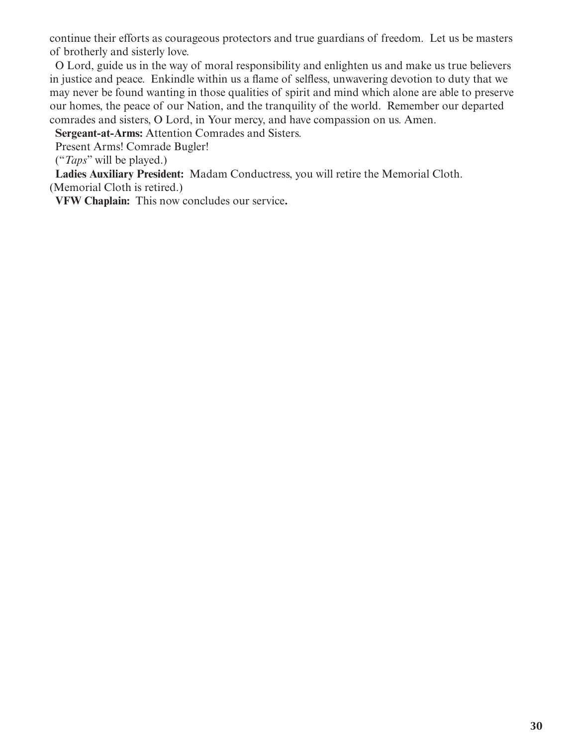continue their efforts as courageous protectors and true guardians of freedom. Let us be masters of brotherly and sisterly love.

O Lord, guide us in the way of moral responsibility and enlighten us and make us true believers in justice and peace. Enkindle within us a flame of selfless, unwavering devotion to duty that we may never be found wanting in those qualities of spirit and mind which alone are able to preserve our homes, the peace of our Nation, and the tranquility of the world. Remember our departed comrades and sisters, O Lord, in Your mercy, and have compassion on us. Amen.

**Sergeant-at-Arms:** Attention Comrades and Sisters.

Present Arms! Comrade Bugler!

("*Taps*" will be played.)

**Ladies Auxiliary President:** Madam Conductress, you will retire the Memorial Cloth.

(Memorial Cloth is retired.)

**VFW Chaplain:** This now concludes our service.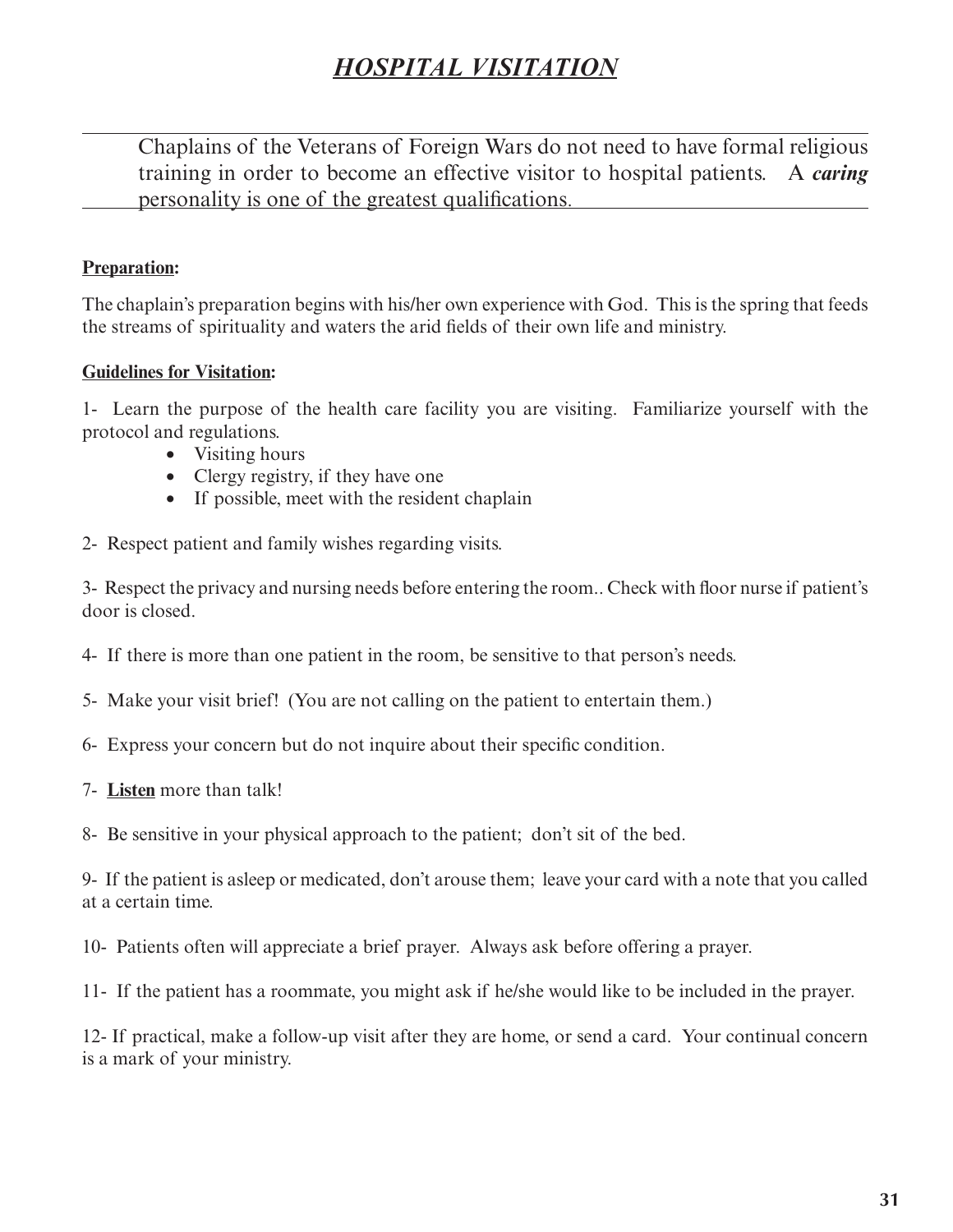# ***HOSPITAL VISITATION***

Chaplains of the Veterans of Foreign Wars do not need to have formal religious training in order to become an effective visitor to hospital patients. A ***caring*** personality is one of the greatest qualifications.

**Preparation:**

The chaplain's preparation begins with his/her own experience with God. This is the spring that feeds the streams of spirituality and waters the arid fields of their own life and ministry.

**Guidelines for Visitation:**

1- Learn the purpose of the health care facility you are visiting. Familiarize yourself with the protocol and regulations.

- Visiting hours
- Clergy registry, if they have one
- If possible, meet with the resident chaplain

2- Respect patient and family wishes regarding visits.

3- Respect the privacy and nursing needs before entering the room.. Check with floor nurse if patient's door is closed.

4- If there is more than one patient in the room, be sensitive to that person's needs.

5- Make your visit brief! (You are not calling on the patient to entertain them.)

6- Express your concern but do not inquire about their specific condition.

7- **Listen** more than talk!

8- Be sensitive in your physical approach to the patient; don't sit of the bed.

9- If the patient is asleep or medicated, don't arouse them; leave your card with a note that you called at a certain time.

10- Patients often will appreciate a brief prayer. Always ask before offering a prayer.

11- If the patient has a roommate, you might ask if he/she would like to be included in the prayer.

12- If practical, make a follow-up visit after they are home, or send a card. Your continual concern is a mark of your ministry.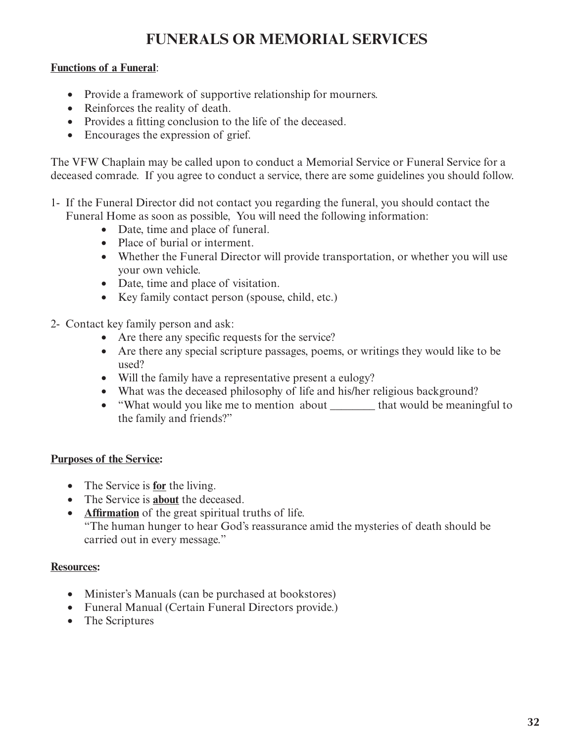# FUNERALS OR MEMORIAL SERVICES

**<u>Functions of a Funeral</u>**:

- Provide a framework of supportive relationship for mourners.
- Reinforces the reality of death.
- Provides a fitting conclusion to the life of the deceased.
- Encourages the expression of grief.

The VFW Chaplain may be called upon to conduct a Memorial Service or Funeral Service for a deceased comrade. If you agree to conduct a service, there are some guidelines you should follow.

1- If the Funeral Director did not contact you regarding the funeral, you should contact the Funeral Home as soon as possible, You will need the following information:
   - Date, time and place of funeral.
   - Place of burial or interment.
   - Whether the Funeral Director will provide transportation, or whether you will use your own vehicle.
   - Date, time and place of visitation.
   - Key family contact person (spouse, child, etc.)

2- Contact key family person and ask:
   - Are there any specific requests for the service?
   - Are there any special scripture passages, poems, or writings they would like to be used?
   - Will the family have a representative present a eulogy?
   - What was the deceased philosophy of life and his/her religious background?
   - "What would you like me to mention about ________ that would be meaningful to the family and friends?"

**<u>Purposes of the Service</u>:**

- The Service is **<u>for</u>** the living.
- The Service is **<u>about</u>** the deceased.
- **<u>Affirmation</u>** of the great spiritual truths of life.
  "The human hunger to hear God's reassurance amid the mysteries of death should be carried out in every message."

**<u>Resources</u>:**

- Minister's Manuals (can be purchased at bookstores)
- Funeral Manual (Certain Funeral Directors provide.)
- The Scriptures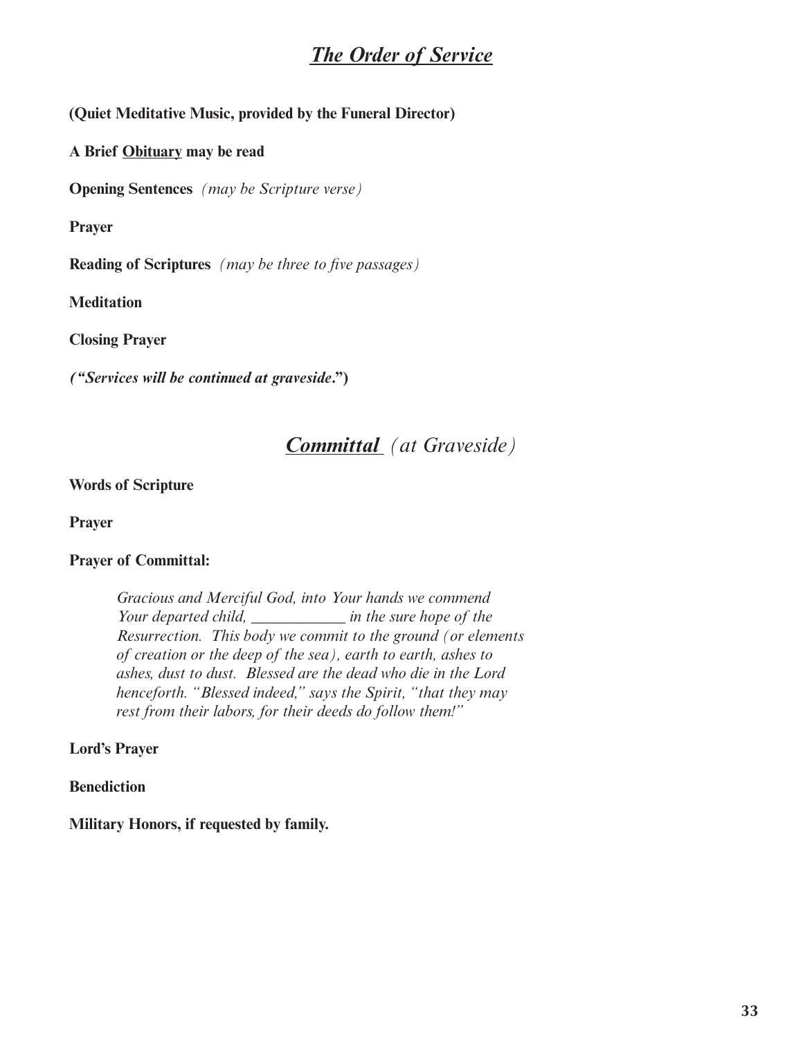## ***The Order of Service***

**(Quiet Meditative Music, provided by the Funeral Director)**

**A Brief Obituary may be read**

**Opening Sentences** *(may be Scripture verse)*

**Prayer**

**Reading of Scriptures** *(may be three to five passages)*

**Meditation**

**Closing Prayer**

***("Services will be continued at graveside.")***

## ***Committal*** *(at Graveside)*

**Words of Scripture**

**Prayer**

**Prayer of Committal:**

> *Gracious and Merciful God, into Your hands we commend Your departed child, ____________ in the sure hope of the Resurrection. This body we commit to the ground (or elements of creation or the deep of the sea), earth to earth, ashes to ashes, dust to dust. Blessed are the dead who die in the Lord henceforth. "Blessed indeed," says the Spirit, "that they may rest from their labors, for their deeds do follow them!"*

**Lord's Prayer**

**Benediction**

**Military Honors, if requested by family.**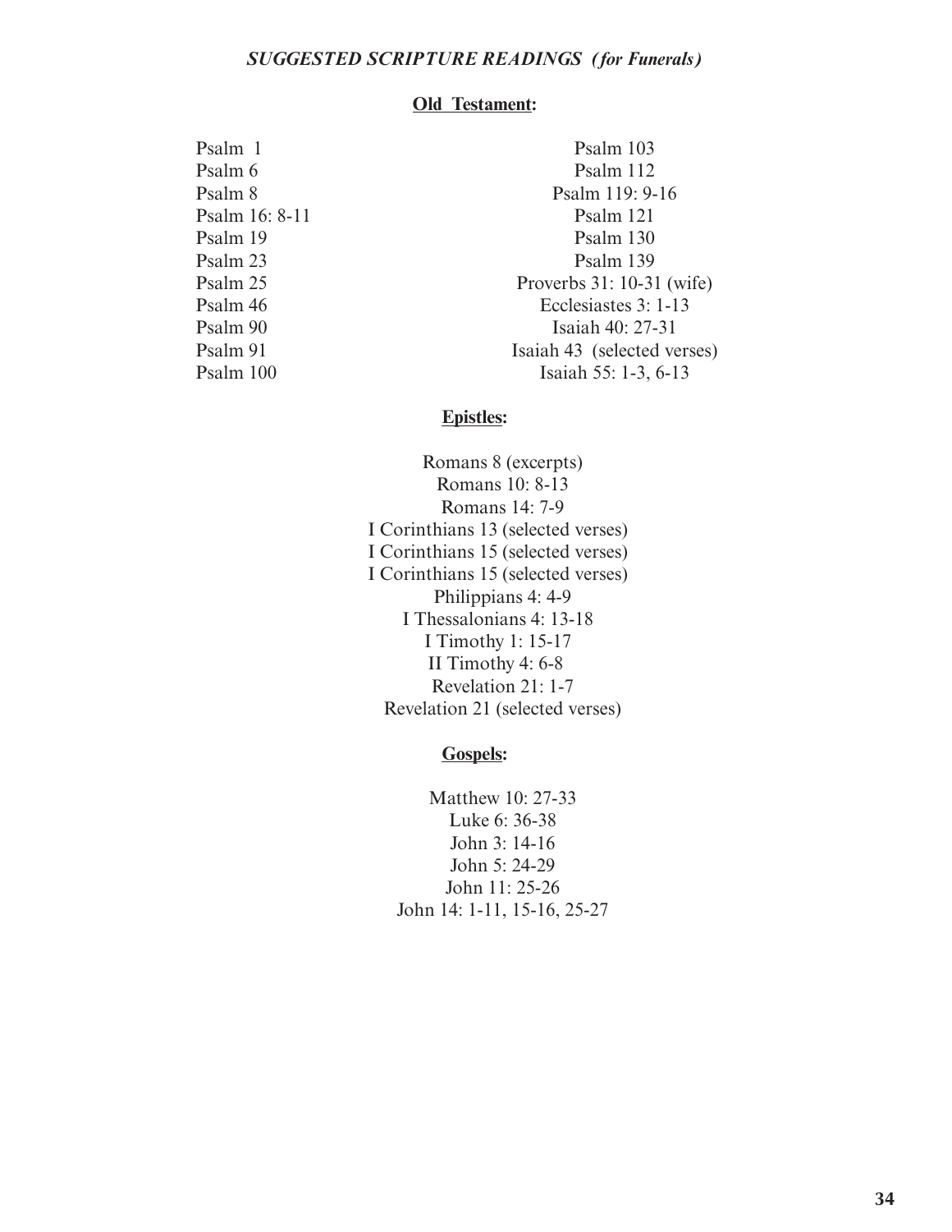## *SUGGESTED SCRIPTURE READINGS (for Funerals)*

### **Old Testament:**

Psalm 1
Psalm 6
Psalm 8
Psalm 16: 8-11
Psalm 19
Psalm 23
Psalm 25
Psalm 46
Psalm 90
Psalm 91
Psalm 100
Psalm 103
Psalm 112
Psalm 119: 9-16
Psalm 121
Psalm 130
Psalm 139
Proverbs 31: 10-31 (wife)
Ecclesiastes 3: 1-13
Isaiah 40: 27-31
Isaiah 43 (selected verses)
Isaiah 55: 1-3, 6-13

### **Epistles:**

Romans 8 (excerpts)
Romans 10: 8-13
Romans 14: 7-9
I Corinthians 13 (selected verses)
I Corinthians 15 (selected verses)
I Corinthians 15 (selected verses)
Philippians 4: 4-9
I Thessalonians 4: 13-18
I Timothy 1: 15-17
II Timothy 4: 6-8
Revelation 21: 1-7
Revelation 21 (selected verses)

### **Gospels:**

Matthew 10: 27-33
Luke 6: 36-38
John 3: 14-16
John 5: 24-29
John 11: 25-26
John 14: 1-11, 15-16, 25-27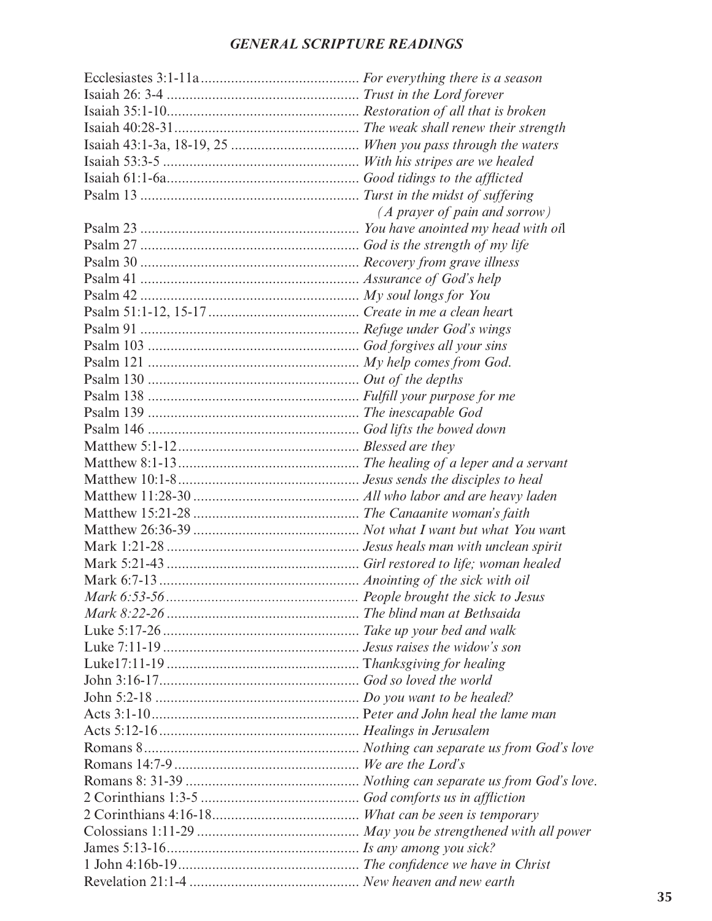### *GENERAL SCRIPTURE READINGS*

| | |
|---|---|
| Ecclesiastes 3:1-11a | *For everything there is a season* |
| Isaiah 26: 3-4 | *Trust in the Lord forever* |
| Isaiah 35:1-10 | *Restoration of all that is broken* |
| Isaiah 40:28-31 | *The weak shall renew their strength* |
| Isaiah 43:1-3a, 18-19, 25 | *When you pass through the waters* |
| Isaiah 53:3-5 | *With his stripes are we healed* |
| Isaiah 61:1-6a | *Good tidings to the afflicted* |
| Psalm 13 | *Turst in the midst of suffering (A prayer of pain and sorrow)* |
| Psalm 23 | *You have anointed my head with oil* |
| Psalm 27 | *God is the strength of my life* |
| Psalm 30 | *Recovery from grave illness* |
| Psalm 41 | *Assurance of God's help* |
| Psalm 42 | *My soul longs for You* |
| Psalm 51:1-12, 15-17 | *Create in me a clean heart* |
| Psalm 91 | *Refuge under God's wings* |
| Psalm 103 | *God forgives all your sins* |
| Psalm 121 | *My help comes from God.* |
| Psalm 130 | *Out of the depths* |
| Psalm 138 | *Fulfill your purpose for me* |
| Psalm 139 | *The inescapable God* |
| Psalm 146 | *God lifts the bowed down* |
| Matthew 5:1-12 | *Blessed are they* |
| Matthew 8:1-13 | *The healing of a leper and a servant* |
| Matthew 10:1-8 | *Jesus sends the disciples to heal* |
| Matthew 11:28-30 | *All who labor and are heavy laden* |
| Matthew 15:21-28 | *The Canaanite woman's faith* |
| Matthew 26:36-39 | *Not what I want but what You want* |
| Mark 1:21-28 | *Jesus heals man with unclean spirit* |
| Mark 5:21-43 | *Girl restored to life; woman healed* |
| Mark 6:7-13 | *Anointing of the sick with oil* |
| *Mark 6:53-56* | *People brought the sick to Jesus* |
| *Mark 8:22-26* | *The blind man at Bethsaida* |
| Luke 5:17-26 | *Take up your bed and walk* |
| Luke 7:11-19 | *Jesus raises the widow's son* |
| Luke17:11-19 | T*hanksgiving for healing* |
| John 3:16-17 | *God so loved the world* |
| John 5:2-18 | *Do you want to be healed?* |
| Acts 3:1-10 | P*eter and John heal the lame man* |
| Acts 5:12-16 | *Healings in Jerusalem* |
| Romans 8 | *Nothing can separate us from God's love* |
| Romans 14:7-9 | *We are the Lord's* |
| Romans 8: 31-39 | *Nothing can separate us from God's love.* |
| 2 Corinthians 1:3-5 | *God comforts us in affliction* |
| 2 Corinthians 4:16-18 | *What can be seen is temporary* |
| Colossians 1:11-29 | *May you be strengthened with all power* |
| James 5:13-16 | *Is any among you sick?* |
| 1 John 4:16b-19 | *The confidence we have in Christ* |
| Revelation 21:1-4 | *New heaven and new earth* |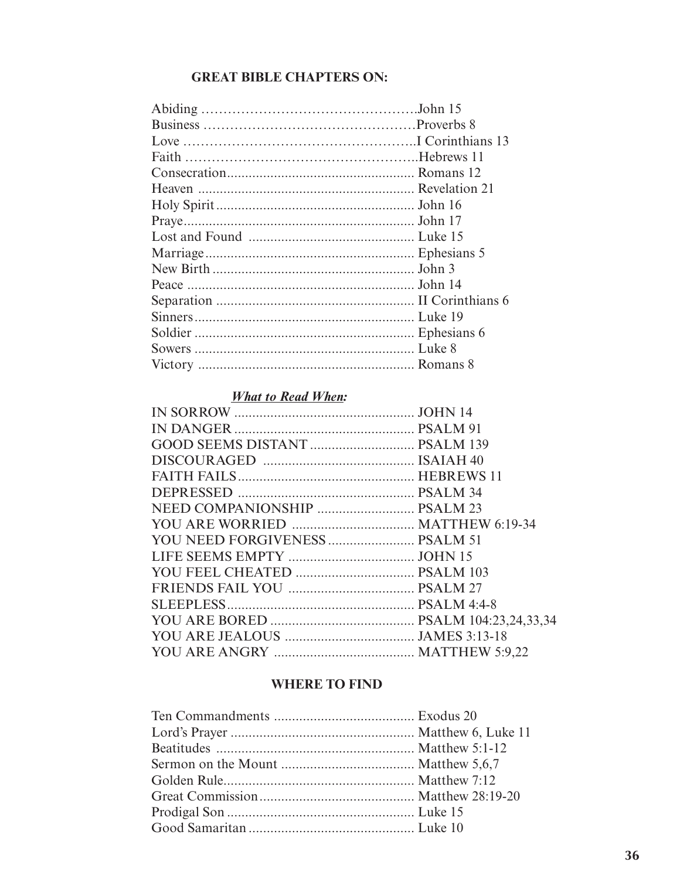### GREAT BIBLE CHAPTERS ON:

Abiding ………………………………………….John 15
Business …………………………………………Proverbs 8
Love ……………………………………………..I Corinthians 13
Faith ……………………………………………..Hebrews 11
Consecration................................................... Romans 12
Heaven ........................................................... Revelation 21
Holy Spirit...................................................... John 16
Praye.............................................................. John 17
Lost and Found ............................................. Luke 15
Marriage.......................................................... Ephesians 5
New Birth ....................................................... John 3
Peace .............................................................. John 14
Separation ...................................................... II Corinthians 6
Sinners............................................................ Luke 19
Soldier ............................................................ Ephesians 6
Sowers ............................................................ Luke 8
Victory ........................................................... Romans 8

***What to Read When:***

IN SORROW .................................................. JOHN 14
IN DANGER .................................................. PSALM 91
GOOD SEEMS DISTANT ............................. PSALM 139
DISCOURAGED .......................................... ISAIAH 40
FAITH FAILS................................................. HEBREWS 11
DEPRESSED ................................................. PSALM 34
NEED COMPANIONSHIP ........................... PSALM 23
YOU ARE WORRIED .................................. MATTHEW 6:19-34
YOU NEED FORGIVENESS........................ PSALM 51
LIFE SEEMS EMPTY ................................... JOHN 15
YOU FEEL CHEATED ................................. PSALM 103
FRIENDS FAIL YOU ................................... PSALM 27
SLEEPLESS.................................................... PSALM 4:4-8
YOU ARE BORED ........................................ PSALM 104:23,24,33,34
YOU ARE JEALOUS .................................... JAMES 3:13-18
YOU ARE ANGRY ....................................... MATTHEW 5:9,22

### WHERE TO FIND

Ten Commandments ....................................... Exodus 20
Lord's Prayer ................................................... Matthew 6, Luke 11
Beatitudes ....................................................... Matthew 5:1-12
Sermon on the Mount ..................................... Matthew 5,6,7
Golden Rule..................................................... Matthew 7:12
Great Commission........................................... Matthew 28:19-20
Prodigal Son .................................................... Luke 15
Good Samaritan .............................................. Luke 10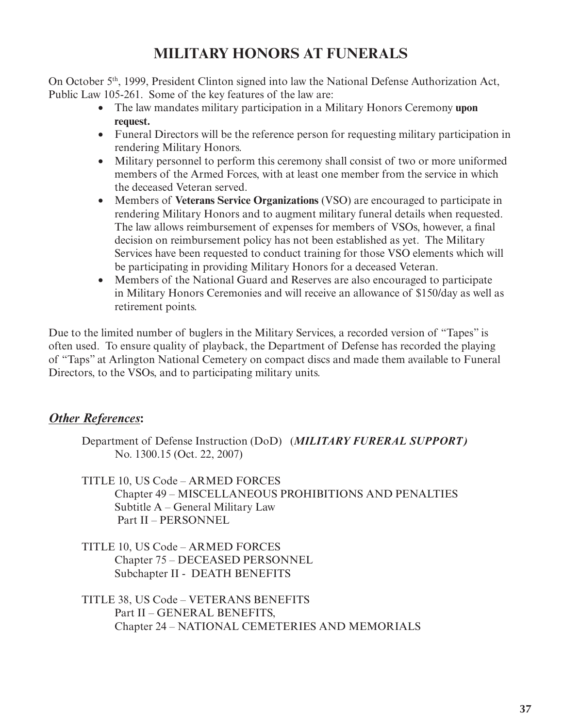# MILITARY HONORS AT FUNERALS

On October 5th, 1999, President Clinton signed into law the National Defense Authorization Act, Public Law 105-261. Some of the key features of the law are:

- The law mandates military participation in a Military Honors Ceremony **upon request.**
- Funeral Directors will be the reference person for requesting military participation in rendering Military Honors.
- Military personnel to perform this ceremony shall consist of two or more uniformed members of the Armed Forces, with at least one member from the service in which the deceased Veteran served.
- Members of **Veterans Service Organizations** (VSO) are encouraged to participate in rendering Military Honors and to augment military funeral details when requested. The law allows reimbursement of expenses for members of VSOs, however, a final decision on reimbursement policy has not been established as yet. The Military Services have been requested to conduct training for those VSO elements which will be participating in providing Military Honors for a deceased Veteran.
- Members of the National Guard and Reserves are also encouraged to participate in Military Honors Ceremonies and will receive an allowance of $150/day as well as retirement points.

Due to the limited number of buglers in the Military Services, a recorded version of "Tapes" is often used. To ensure quality of playback, the Department of Defense has recorded the playing of "Taps" at Arlington National Cemetery on compact discs and made them available to Funeral Directors, to the VSOs, and to participating military units.

## ***Other References*:**

Department of Defense Instruction (DoD) (***MILITARY FURERAL SUPPORT)***
No. 1300.15 (Oct. 22, 2007)

TITLE 10, US Code – ARMED FORCES
Chapter 49 – MISCELLANEOUS PROHIBITIONS AND PENALTIES
Subtitle A – General Military Law
Part II – PERSONNEL

TITLE 10, US Code – ARMED FORCES
Chapter 75 – DECEASED PERSONNEL
Subchapter II - DEATH BENEFITS

TITLE 38, US Code – VETERANS BENEFITS
Part II – GENERAL BENEFITS,
Chapter 24 – NATIONAL CEMETERIES AND MEMORIALS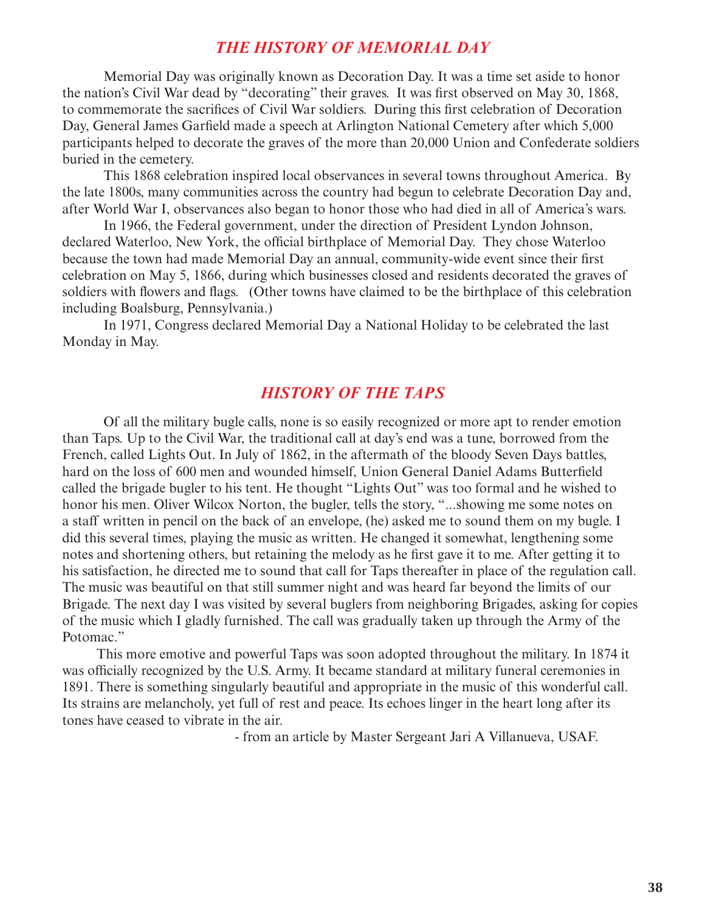## *THE HISTORY OF MEMORIAL DAY*

Memorial Day was originally known as Decoration Day. It was a time set aside to honor the nation's Civil War dead by "decorating" their graves. It was first observed on May 30, 1868, to commemorate the sacrifices of Civil War soldiers. During this first celebration of Decoration Day, General James Garfield made a speech at Arlington National Cemetery after which 5,000 participants helped to decorate the graves of the more than 20,000 Union and Confederate soldiers buried in the cemetery.

This 1868 celebration inspired local observances in several towns throughout America. By the late 1800s, many communities across the country had begun to celebrate Decoration Day and, after World War I, observances also began to honor those who had died in all of America's wars.

In 1966, the Federal government, under the direction of President Lyndon Johnson, declared Waterloo, New York, the official birthplace of Memorial Day. They chose Waterloo because the town had made Memorial Day an annual, community-wide event since their first celebration on May 5, 1866, during which businesses closed and residents decorated the graves of soldiers with flowers and flags. (Other towns have claimed to be the birthplace of this celebration including Boalsburg, Pennsylvania.)

In 1971, Congress declared Memorial Day a National Holiday to be celebrated the last Monday in May.

## *HISTORY OF THE TAPS*

Of all the military bugle calls, none is so easily recognized or more apt to render emotion than Taps. Up to the Civil War, the traditional call at day's end was a tune, borrowed from the French, called Lights Out. In July of 1862, in the aftermath of the bloody Seven Days battles, hard on the loss of 600 men and wounded himself, Union General Daniel Adams Butterfield called the brigade bugler to his tent. He thought "Lights Out" was too formal and he wished to honor his men. Oliver Wilcox Norton, the bugler, tells the story, "...showing me some notes on a staff written in pencil on the back of an envelope, (he) asked me to sound them on my bugle. I did this several times, playing the music as written. He changed it somewhat, lengthening some notes and shortening others, but retaining the melody as he first gave it to me. After getting it to his satisfaction, he directed me to sound that call for Taps thereafter in place of the regulation call. The music was beautiful on that still summer night and was heard far beyond the limits of our Brigade. The next day I was visited by several buglers from neighboring Brigades, asking for copies of the music which I gladly furnished. The call was gradually taken up through the Army of the Potomac."

This more emotive and powerful Taps was soon adopted throughout the military. In 1874 it was officially recognized by the U.S. Army. It became standard at military funeral ceremonies in 1891. There is something singularly beautiful and appropriate in the music of this wonderful call. Its strains are melancholy, yet full of rest and peace. Its echoes linger in the heart long after its tones have ceased to vibrate in the air.

- from an article by Master Sergeant Jari A Villanueva, USAF.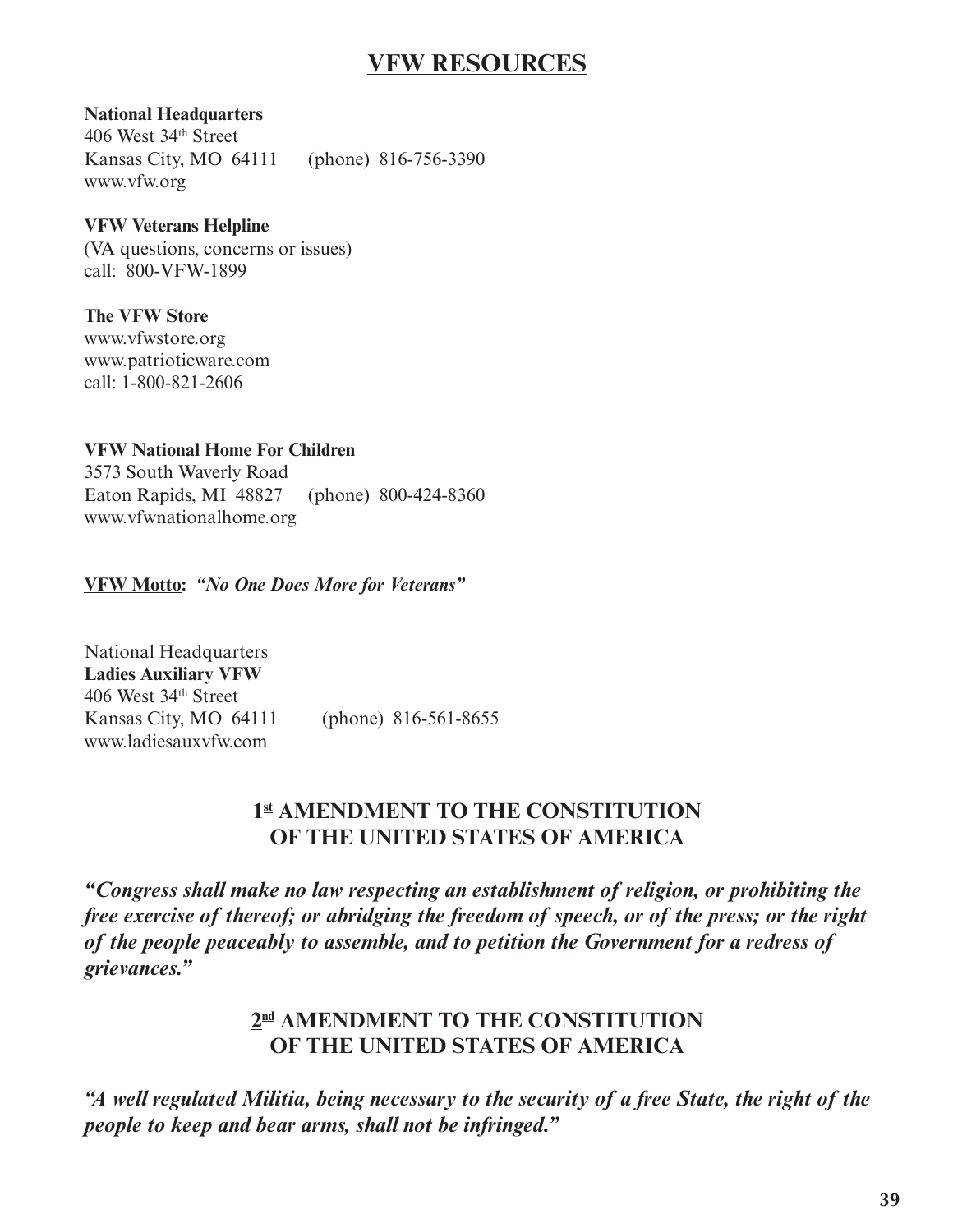# VFW RESOURCES

**National Headquarters**
406 West 34th Street
Kansas City, MO 64111 (phone) 816-756-3390
www.vfw.org

**VFW Veterans Helpline**
(VA questions, concerns or issues)
call: 800-VFW-1899

**The VFW Store**
www.vfwstore.org
www.patrioticware.com
call: 1-800-821-2606

**VFW National Home For Children**
3573 South Waverly Road
Eaton Rapids, MI 48827 (phone) 800-424-8360
www.vfwnationalhome.org

**VFW Motto:** ***"No One Does More for Veterans"***

National Headquarters
**Ladies Auxiliary VFW**
406 West 34th Street
Kansas City, MO 64111 (phone) 816-561-8655
www.ladiesauxvfw.com

## 1st AMENDMENT TO THE CONSTITUTION OF THE UNITED STATES OF AMERICA

***"Congress shall make no law respecting an establishment of religion, or prohibiting the free exercise of thereof; or abridging the freedom of speech, or of the press; or the right of the people peaceably to assemble, and to petition the Government for a redress of grievances."***

## 2nd AMENDMENT TO THE CONSTITUTION OF THE UNITED STATES OF AMERICA

***"A well regulated Militia, being necessary to the security of a free State, the right of the people to keep and bear arms, shall not be infringed."***